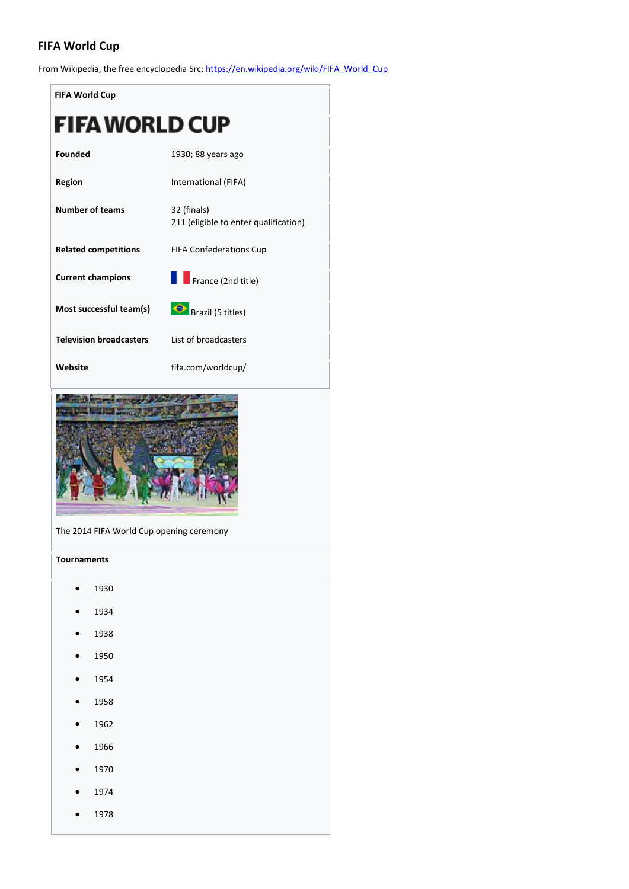# FIFA World Cup

From Wikipedia, the free encyclopedia Src: https://en.wikipedia.org/wiki/FIFA_World_Cup

**FIFA World Cup**

**FIFA WORLD CUP**

| | |
|---|---|
| **Founded** | 1930; 88 years ago |
| **Region** | International (FIFA) |
| **Number of teams** | 32 (finals)<br>211 (eligible to enter qualification) |
| **Related competitions** | FIFA Confederations Cup |
| **Current champions** | France (2nd title) |
| **Most successful team(s)** | Brazil (5 titles) |
| **Television broadcasters** | List of broadcasters |
| **Website** | fifa.com/worldcup/ |

The 2014 FIFA World Cup opening ceremony

**Tournaments**

- 1930
- 1934
- 1938
- 1950
- 1954
- 1958
- 1962
- 1966
- 1970
- 1974
- 1978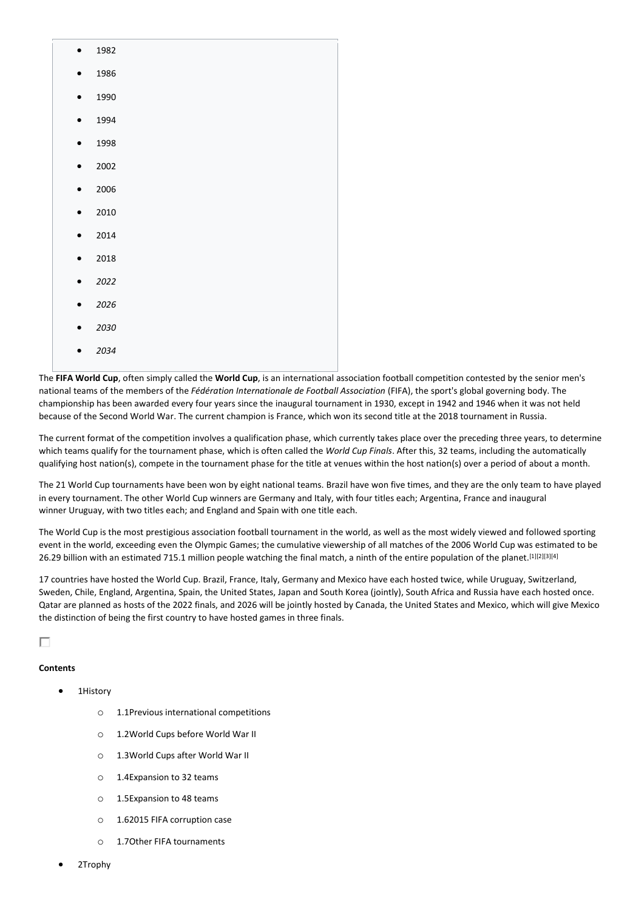- 1982
- 1986
- 1990
- 1994
- 1998
- 2002
- 2006
- 2010
- 2014
- 2018
- *2022*
- *2026*
- *2030*
- *2034*

The **FIFA World Cup**, often simply called the **World Cup**, is an international association football competition contested by the senior men's national teams of the members of the *Fédération Internationale de Football Association* (FIFA), the sport's global governing body. The championship has been awarded every four years since the inaugural tournament in 1930, except in 1942 and 1946 when it was not held because of the Second World War. The current champion is France, which won its second title at the 2018 tournament in Russia.

The current format of the competition involves a qualification phase, which currently takes place over the preceding three years, to determine which teams qualify for the tournament phase, which is often called the *World Cup Finals*. After this, 32 teams, including the automatically qualifying host nation(s), compete in the tournament phase for the title at venues within the host nation(s) over a period of about a month.

The 21 World Cup tournaments have been won by eight national teams. Brazil have won five times, and they are the only team to have played in every tournament. The other World Cup winners are Germany and Italy, with four titles each; Argentina, France and inaugural winner Uruguay, with two titles each; and England and Spain with one title each.

The World Cup is the most prestigious association football tournament in the world, as well as the most widely viewed and followed sporting event in the world, exceeding even the Olympic Games; the cumulative viewership of all matches of the 2006 World Cup was estimated to be 26.29 billion with an estimated 715.1 million people watching the final match, a ninth of the entire population of the planet.[1][2][3][4]

17 countries have hosted the World Cup. Brazil, France, Italy, Germany and Mexico have each hosted twice, while Uruguay, Switzerland, Sweden, Chile, England, Argentina, Spain, the United States, Japan and South Korea (jointly), South Africa and Russia have each hosted once. Qatar are planned as hosts of the 2022 finals, and 2026 will be jointly hosted by Canada, the United States and Mexico, which will give Mexico the distinction of being the first country to have hosted games in three finals.

**Contents**

- 1History
  - 1.1Previous international competitions
  - 1.2World Cups before World War II
  - 1.3World Cups after World War II
  - 1.4Expansion to 32 teams
  - 1.5Expansion to 48 teams
  - 1.62015 FIFA corruption case
  - 1.7Other FIFA tournaments
- 2Trophy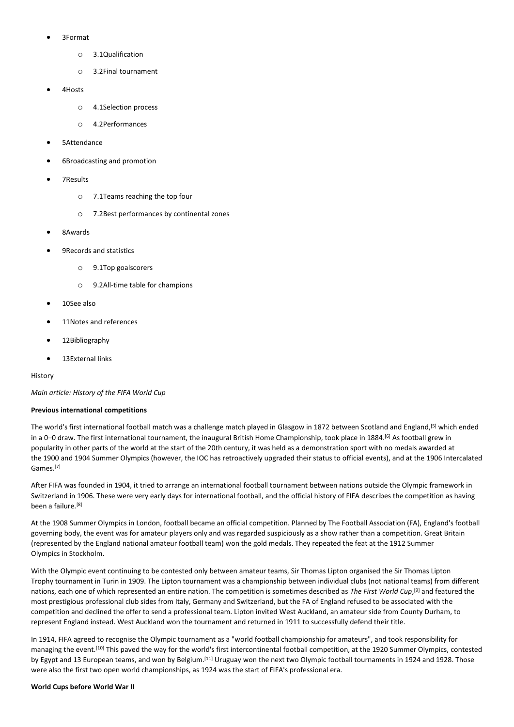- 3Format
    - 3.1Qualification
    - 3.2Final tournament
- 4Hosts
    - 4.1Selection process
    - 4.2Performances
- 5Attendance
- 6Broadcasting and promotion
- 7Results
    - 7.1Teams reaching the top four
    - 7.2Best performances by continental zones
- 8Awards
- 9Records and statistics
    - 9.1Top goalscorers
    - 9.2All-time table for champions
- 10See also
- 11Notes and references
- 12Bibliography
- 13External links

History

*Main article: History of the FIFA World Cup*

**Previous international competitions**

The world's first international football match was a challenge match played in Glasgow in 1872 between Scotland and England,[5] which ended in a 0–0 draw. The first international tournament, the inaugural British Home Championship, took place in 1884.[6] As football grew in popularity in other parts of the world at the start of the 20th century, it was held as a demonstration sport with no medals awarded at the 1900 and 1904 Summer Olympics (however, the IOC has retroactively upgraded their status to official events), and at the 1906 Intercalated Games.[7]

After FIFA was founded in 1904, it tried to arrange an international football tournament between nations outside the Olympic framework in Switzerland in 1906. These were very early days for international football, and the official history of FIFA describes the competition as having been a failure.[8]

At the 1908 Summer Olympics in London, football became an official competition. Planned by The Football Association (FA), England's football governing body, the event was for amateur players only and was regarded suspiciously as a show rather than a competition. Great Britain (represented by the England national amateur football team) won the gold medals. They repeated the feat at the 1912 Summer Olympics in Stockholm.

With the Olympic event continuing to be contested only between amateur teams, Sir Thomas Lipton organised the Sir Thomas Lipton Trophy tournament in Turin in 1909. The Lipton tournament was a championship between individual clubs (not national teams) from different nations, each one of which represented an entire nation. The competition is sometimes described as *The First World Cup*,[9] and featured the most prestigious professional club sides from Italy, Germany and Switzerland, but the FA of England refused to be associated with the competition and declined the offer to send a professional team. Lipton invited West Auckland, an amateur side from County Durham, to represent England instead. West Auckland won the tournament and returned in 1911 to successfully defend their title.

In 1914, FIFA agreed to recognise the Olympic tournament as a "world football championship for amateurs", and took responsibility for managing the event.[10] This paved the way for the world's first intercontinental football competition, at the 1920 Summer Olympics, contested by Egypt and 13 European teams, and won by Belgium.[11] Uruguay won the next two Olympic football tournaments in 1924 and 1928. Those were also the first two open world championships, as 1924 was the start of FIFA's professional era.

**World Cups before World War II**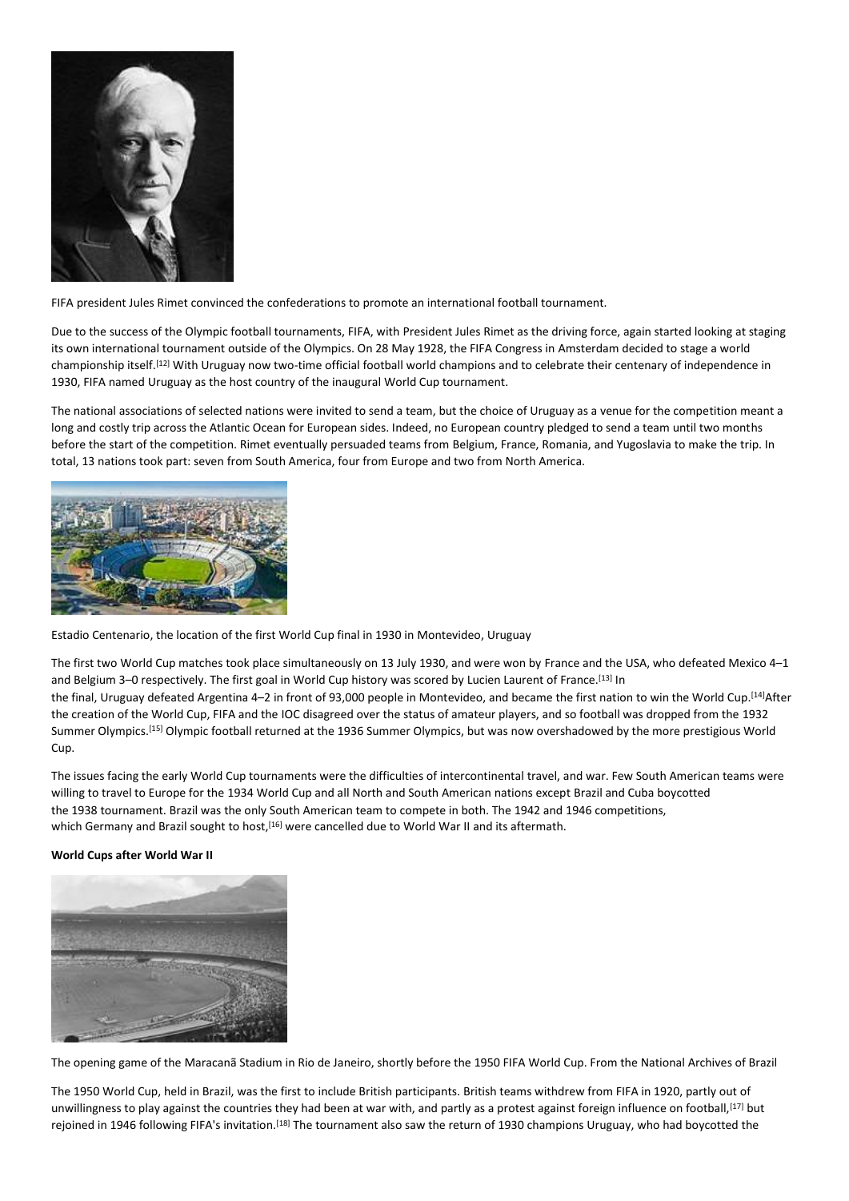FIFA president Jules Rimet convinced the confederations to promote an international football tournament.

Due to the success of the Olympic football tournaments, FIFA, with President Jules Rimet as the driving force, again started looking at staging its own international tournament outside of the Olympics. On 28 May 1928, the FIFA Congress in Amsterdam decided to stage a world championship itself.[12] With Uruguay now two-time official football world champions and to celebrate their centenary of independence in 1930, FIFA named Uruguay as the host country of the inaugural World Cup tournament.

The national associations of selected nations were invited to send a team, but the choice of Uruguay as a venue for the competition meant a long and costly trip across the Atlantic Ocean for European sides. Indeed, no European country pledged to send a team until two months before the start of the competition. Rimet eventually persuaded teams from Belgium, France, Romania, and Yugoslavia to make the trip. In total, 13 nations took part: seven from South America, four from Europe and two from North America.

Estadio Centenario, the location of the first World Cup final in 1930 in Montevideo, Uruguay

The first two World Cup matches took place simultaneously on 13 July 1930, and were won by France and the USA, who defeated Mexico 4–1 and Belgium 3–0 respectively. The first goal in World Cup history was scored by Lucien Laurent of France.[13] In the final, Uruguay defeated Argentina 4–2 in front of 93,000 people in Montevideo, and became the first nation to win the World Cup.[14] After the creation of the World Cup, FIFA and the IOC disagreed over the status of amateur players, and so football was dropped from the 1932 Summer Olympics.[15] Olympic football returned at the 1936 Summer Olympics, but was now overshadowed by the more prestigious World Cup.

The issues facing the early World Cup tournaments were the difficulties of intercontinental travel, and war. Few South American teams were willing to travel to Europe for the 1934 World Cup and all North and South American nations except Brazil and Cuba boycotted the 1938 tournament. Brazil was the only South American team to compete in both. The 1942 and 1946 competitions, which Germany and Brazil sought to host,[16] were cancelled due to World War II and its aftermath.

**World Cups after World War II**

The opening game of the Maracanã Stadium in Rio de Janeiro, shortly before the 1950 FIFA World Cup. From the National Archives of Brazil

The 1950 World Cup, held in Brazil, was the first to include British participants. British teams withdrew from FIFA in 1920, partly out of unwillingness to play against the countries they had been at war with, and partly as a protest against foreign influence on football,[17] but rejoined in 1946 following FIFA's invitation.[18] The tournament also saw the return of 1930 champions Uruguay, who had boycotted the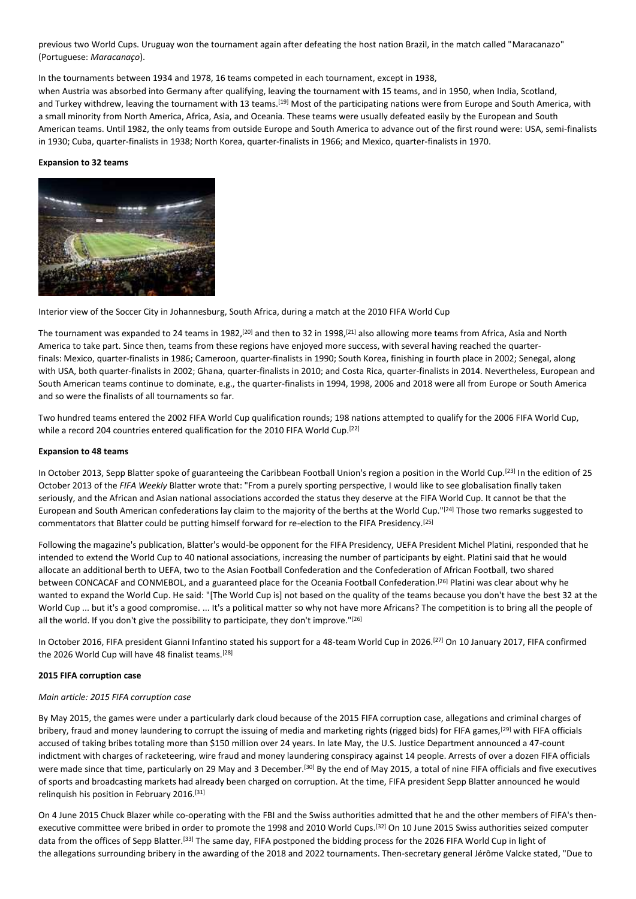previous two World Cups. Uruguay won the tournament again after defeating the host nation Brazil, in the match called "Maracanazo" (Portuguese: *Maracanaço*).

In the tournaments between 1934 and 1978, 16 teams competed in each tournament, except in 1938, when Austria was absorbed into Germany after qualifying, leaving the tournament with 15 teams, and in 1950, when India, Scotland, and Turkey withdrew, leaving the tournament with 13 teams.[19] Most of the participating nations were from Europe and South America, with a small minority from North America, Africa, Asia, and Oceania. These teams were usually defeated easily by the European and South American teams. Until 1982, the only teams from outside Europe and South America to advance out of the first round were: USA, semi-finalists in 1930; Cuba, quarter-finalists in 1938; North Korea, quarter-finalists in 1966; and Mexico, quarter-finalists in 1970.

**Expansion to 32 teams**

Interior view of the Soccer City in Johannesburg, South Africa, during a match at the 2010 FIFA World Cup

The tournament was expanded to 24 teams in 1982,[20] and then to 32 in 1998,[21] also allowing more teams from Africa, Asia and North America to take part. Since then, teams from these regions have enjoyed more success, with several having reached the quarter-finals: Mexico, quarter-finalists in 1986; Cameroon, quarter-finalists in 1990; South Korea, finishing in fourth place in 2002; Senegal, along with USA, both quarter-finalists in 2002; Ghana, quarter-finalists in 2010; and Costa Rica, quarter-finalists in 2014. Nevertheless, European and South American teams continue to dominate, e.g., the quarter-finalists in 1994, 1998, 2006 and 2018 were all from Europe or South America and so were the finalists of all tournaments so far.

Two hundred teams entered the 2002 FIFA World Cup qualification rounds; 198 nations attempted to qualify for the 2006 FIFA World Cup, while a record 204 countries entered qualification for the 2010 FIFA World Cup.[22]

**Expansion to 48 teams**

In October 2013, Sepp Blatter spoke of guaranteeing the Caribbean Football Union's region a position in the World Cup.[23] In the edition of 25 October 2013 of the *FIFA Weekly* Blatter wrote that: "From a purely sporting perspective, I would like to see globalisation finally taken seriously, and the African and Asian national associations accorded the status they deserve at the FIFA World Cup. It cannot be that the European and South American confederations lay claim to the majority of the berths at the World Cup."[24] Those two remarks suggested to commentators that Blatter could be putting himself forward for re-election to the FIFA Presidency.[25]

Following the magazine's publication, Blatter's would-be opponent for the FIFA Presidency, UEFA President Michel Platini, responded that he intended to extend the World Cup to 40 national associations, increasing the number of participants by eight. Platini said that he would allocate an additional berth to UEFA, two to the Asian Football Confederation and the Confederation of African Football, two shared between CONCACAF and CONMEBOL, and a guaranteed place for the Oceania Football Confederation.[26] Platini was clear about why he wanted to expand the World Cup. He said: "[The World Cup is] not based on the quality of the teams because you don't have the best 32 at the World Cup ... but it's a good compromise. ... It's a political matter so why not have more Africans? The competition is to bring all the people of all the world. If you don't give the possibility to participate, they don't improve."[26]

In October 2016, FIFA president Gianni Infantino stated his support for a 48-team World Cup in 2026.[27] On 10 January 2017, FIFA confirmed the 2026 World Cup will have 48 finalist teams.[28]

**2015 FIFA corruption case**

*Main article: 2015 FIFA corruption case*

By May 2015, the games were under a particularly dark cloud because of the 2015 FIFA corruption case, allegations and criminal charges of bribery, fraud and money laundering to corrupt the issuing of media and marketing rights (rigged bids) for FIFA games,[29] with FIFA officials accused of taking bribes totaling more than $150 million over 24 years. In late May, the U.S. Justice Department announced a 47-count indictment with charges of racketeering, wire fraud and money laundering conspiracy against 14 people. Arrests of over a dozen FIFA officials were made since that time, particularly on 29 May and 3 December.[30] By the end of May 2015, a total of nine FIFA officials and five executives of sports and broadcasting markets had already been charged on corruption. At the time, FIFA president Sepp Blatter announced he would relinquish his position in February 2016.[31]

On 4 June 2015 Chuck Blazer while co-operating with the FBI and the Swiss authorities admitted that he and the other members of FIFA's then-executive committee were bribed in order to promote the 1998 and 2010 World Cups.[32] On 10 June 2015 Swiss authorities seized computer data from the offices of Sepp Blatter.[33] The same day, FIFA postponed the bidding process for the 2026 FIFA World Cup in light of the allegations surrounding bribery in the awarding of the 2018 and 2022 tournaments. Then-secretary general Jérôme Valcke stated, "Due to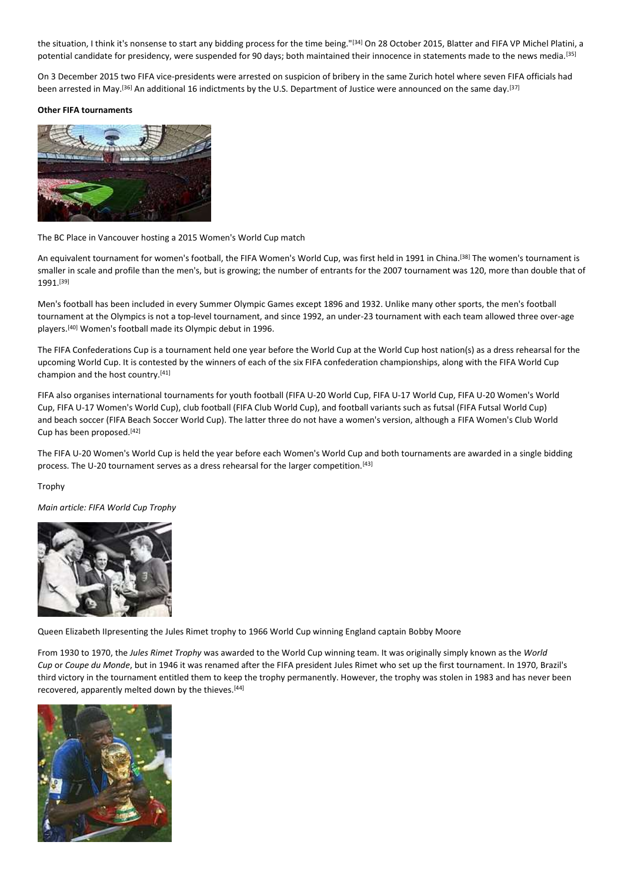the situation, I think it's nonsense to start any bidding process for the time being."[34] On 28 October 2015, Blatter and FIFA VP Michel Platini, a potential candidate for presidency, were suspended for 90 days; both maintained their innocence in statements made to the news media.[35]

On 3 December 2015 two FIFA vice-presidents were arrested on suspicion of bribery in the same Zurich hotel where seven FIFA officials had been arrested in May.[36] An additional 16 indictments by the U.S. Department of Justice were announced on the same day.[37]

**Other FIFA tournaments**

The BC Place in Vancouver hosting a 2015 Women's World Cup match

An equivalent tournament for women's football, the FIFA Women's World Cup, was first held in 1991 in China.[38] The women's tournament is smaller in scale and profile than the men's, but is growing; the number of entrants for the 2007 tournament was 120, more than double that of 1991.[39]

Men's football has been included in every Summer Olympic Games except 1896 and 1932. Unlike many other sports, the men's football tournament at the Olympics is not a top-level tournament, and since 1992, an under-23 tournament with each team allowed three over-age players.[40] Women's football made its Olympic debut in 1996.

The FIFA Confederations Cup is a tournament held one year before the World Cup at the World Cup host nation(s) as a dress rehearsal for the upcoming World Cup. It is contested by the winners of each of the six FIFA confederation championships, along with the FIFA World Cup champion and the host country.[41]

FIFA also organises international tournaments for youth football (FIFA U-20 World Cup, FIFA U-17 World Cup, FIFA U-20 Women's World Cup, FIFA U-17 Women's World Cup), club football (FIFA Club World Cup), and football variants such as futsal (FIFA Futsal World Cup) and beach soccer (FIFA Beach Soccer World Cup). The latter three do not have a women's version, although a FIFA Women's Club World Cup has been proposed.[42]

The FIFA U-20 Women's World Cup is held the year before each Women's World Cup and both tournaments are awarded in a single bidding process. The U-20 tournament serves as a dress rehearsal for the larger competition.[43]

Trophy

*Main article: FIFA World Cup Trophy*

Queen Elizabeth IIpresenting the Jules Rimet trophy to 1966 World Cup winning England captain Bobby Moore

From 1930 to 1970, the *Jules Rimet Trophy* was awarded to the World Cup winning team. It was originally simply known as the *World Cup* or *Coupe du Monde*, but in 1946 it was renamed after the FIFA president Jules Rimet who set up the first tournament. In 1970, Brazil's third victory in the tournament entitled them to keep the trophy permanently. However, the trophy was stolen in 1983 and has never been recovered, apparently melted down by the thieves.[44]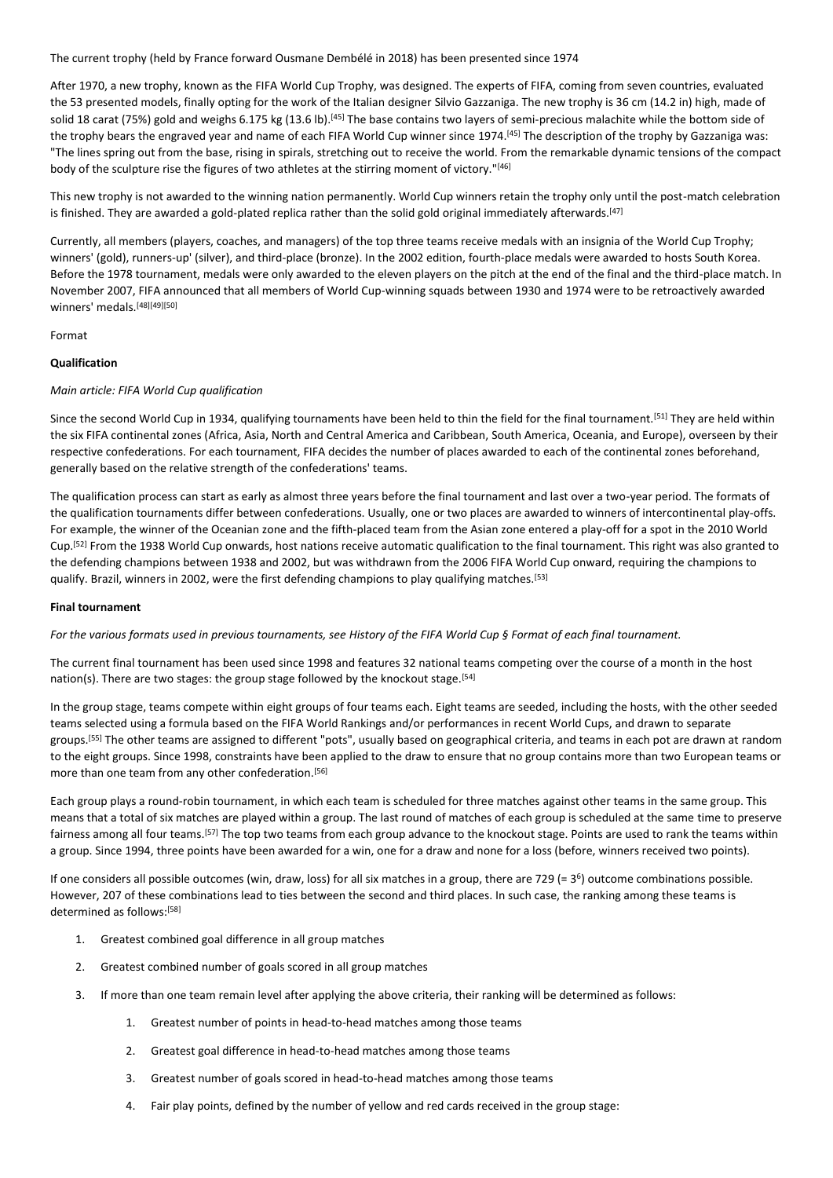The current trophy (held by France forward Ousmane Dembélé in 2018) has been presented since 1974

After 1970, a new trophy, known as the FIFA World Cup Trophy, was designed. The experts of FIFA, coming from seven countries, evaluated the 53 presented models, finally opting for the work of the Italian designer Silvio Gazzaniga. The new trophy is 36 cm (14.2 in) high, made of solid 18 carat (75%) gold and weighs 6.175 kg (13.6 lb).[45] The base contains two layers of semi-precious malachite while the bottom side of the trophy bears the engraved year and name of each FIFA World Cup winner since 1974.[45] The description of the trophy by Gazzaniga was: "The lines spring out from the base, rising in spirals, stretching out to receive the world. From the remarkable dynamic tensions of the compact body of the sculpture rise the figures of two athletes at the stirring moment of victory."[46]

This new trophy is not awarded to the winning nation permanently. World Cup winners retain the trophy only until the post-match celebration is finished. They are awarded a gold-plated replica rather than the solid gold original immediately afterwards.[47]

Currently, all members (players, coaches, and managers) of the top three teams receive medals with an insignia of the World Cup Trophy; winners' (gold), runners-up' (silver), and third-place (bronze). In the 2002 edition, fourth-place medals were awarded to hosts South Korea. Before the 1978 tournament, medals were only awarded to the eleven players on the pitch at the end of the final and the third-place match. In November 2007, FIFA announced that all members of World Cup-winning squads between 1930 and 1974 were to be retroactively awarded winners' medals.[48][49][50]

Format

**Qualification**

*Main article: FIFA World Cup qualification*

Since the second World Cup in 1934, qualifying tournaments have been held to thin the field for the final tournament.[51] They are held within the six FIFA continental zones (Africa, Asia, North and Central America and Caribbean, South America, Oceania, and Europe), overseen by their respective confederations. For each tournament, FIFA decides the number of places awarded to each of the continental zones beforehand, generally based on the relative strength of the confederations' teams.

The qualification process can start as early as almost three years before the final tournament and last over a two-year period. The formats of the qualification tournaments differ between confederations. Usually, one or two places are awarded to winners of intercontinental play-offs. For example, the winner of the Oceanian zone and the fifth-placed team from the Asian zone entered a play-off for a spot in the 2010 World Cup.[52] From the 1938 World Cup onwards, host nations receive automatic qualification to the final tournament. This right was also granted to the defending champions between 1938 and 2002, but was withdrawn from the 2006 FIFA World Cup onward, requiring the champions to qualify. Brazil, winners in 2002, were the first defending champions to play qualifying matches.[53]

**Final tournament**

*For the various formats used in previous tournaments, see History of the FIFA World Cup § Format of each final tournament.*

The current final tournament has been used since 1998 and features 32 national teams competing over the course of a month in the host nation(s). There are two stages: the group stage followed by the knockout stage.[54]

In the group stage, teams compete within eight groups of four teams each. Eight teams are seeded, including the hosts, with the other seeded teams selected using a formula based on the FIFA World Rankings and/or performances in recent World Cups, and drawn to separate groups.[55] The other teams are assigned to different "pots", usually based on geographical criteria, and teams in each pot are drawn at random to the eight groups. Since 1998, constraints have been applied to the draw to ensure that no group contains more than two European teams or more than one team from any other confederation.[56]

Each group plays a round-robin tournament, in which each team is scheduled for three matches against other teams in the same group. This means that a total of six matches are played within a group. The last round of matches of each group is scheduled at the same time to preserve fairness among all four teams.[57] The top two teams from each group advance to the knockout stage. Points are used to rank the teams within a group. Since 1994, three points have been awarded for a win, one for a draw and none for a loss (before, winners received two points).

If one considers all possible outcomes (win, draw, loss) for all six matches in a group, there are 729 (= $3^6$) outcome combinations possible. However, 207 of these combinations lead to ties between the second and third places. In such case, the ranking among these teams is determined as follows:[58]

1. Greatest combined goal difference in all group matches
2. Greatest combined number of goals scored in all group matches
3. If more than one team remain level after applying the above criteria, their ranking will be determined as follows:
    1. Greatest number of points in head-to-head matches among those teams
    2. Greatest goal difference in head-to-head matches among those teams
    3. Greatest number of goals scored in head-to-head matches among those teams
    4. Fair play points, defined by the number of yellow and red cards received in the group stage: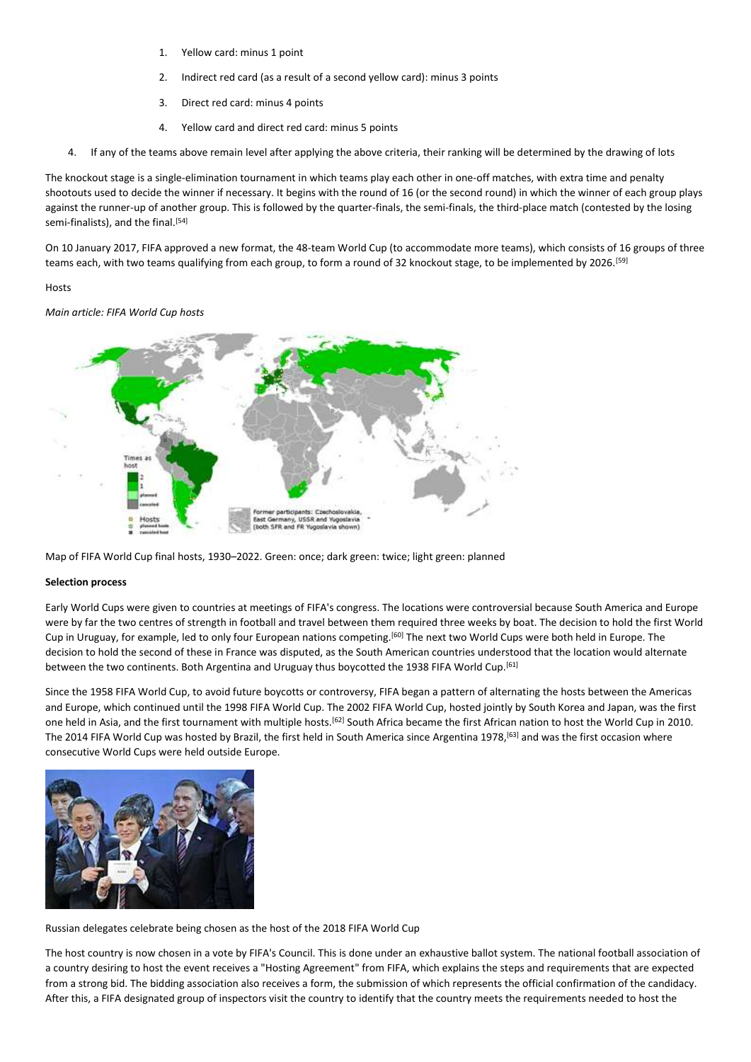1. Yellow card: minus 1 point
2. Indirect red card (as a result of a second yellow card): minus 3 points
3. Direct red card: minus 4 points
4. Yellow card and direct red card: minus 5 points

4. If any of the teams above remain level after applying the above criteria, their ranking will be determined by the drawing of lots

The knockout stage is a single-elimination tournament in which teams play each other in one-off matches, with extra time and penalty shootouts used to decide the winner if necessary. It begins with the round of 16 (or the second round) in which the winner of each group plays against the runner-up of another group. This is followed by the quarter-finals, the semi-finals, the third-place match (contested by the losing semi-finalists), and the final.[54]

On 10 January 2017, FIFA approved a new format, the 48-team World Cup (to accommodate more teams), which consists of 16 groups of three teams each, with two teams qualifying from each group, to form a round of 32 knockout stage, to be implemented by 2026.[59]

Hosts

*Main article: FIFA World Cup hosts*

Map of FIFA World Cup final hosts, 1930–2022. Green: once; dark green: twice; light green: planned

**Selection process**

Early World Cups were given to countries at meetings of FIFA's congress. The locations were controversial because South America and Europe were by far the two centres of strength in football and travel between them required three weeks by boat. The decision to hold the first World Cup in Uruguay, for example, led to only four European nations competing.[60] The next two World Cups were both held in Europe. The decision to hold the second of these in France was disputed, as the South American countries understood that the location would alternate between the two continents. Both Argentina and Uruguay thus boycotted the 1938 FIFA World Cup.[61]

Since the 1958 FIFA World Cup, to avoid future boycotts or controversy, FIFA began a pattern of alternating the hosts between the Americas and Europe, which continued until the 1998 FIFA World Cup. The 2002 FIFA World Cup, hosted jointly by South Korea and Japan, was the first one held in Asia, and the first tournament with multiple hosts.[62] South Africa became the first African nation to host the World Cup in 2010. The 2014 FIFA World Cup was hosted by Brazil, the first held in South America since Argentina 1978,[63] and was the first occasion where consecutive World Cups were held outside Europe.

Russian delegates celebrate being chosen as the host of the 2018 FIFA World Cup

The host country is now chosen in a vote by FIFA's Council. This is done under an exhaustive ballot system. The national football association of a country desiring to host the event receives a "Hosting Agreement" from FIFA, which explains the steps and requirements that are expected from a strong bid. The bidding association also receives a form, the submission of which represents the official confirmation of the candidacy. After this, a FIFA designated group of inspectors visit the country to identify that the country meets the requirements needed to host the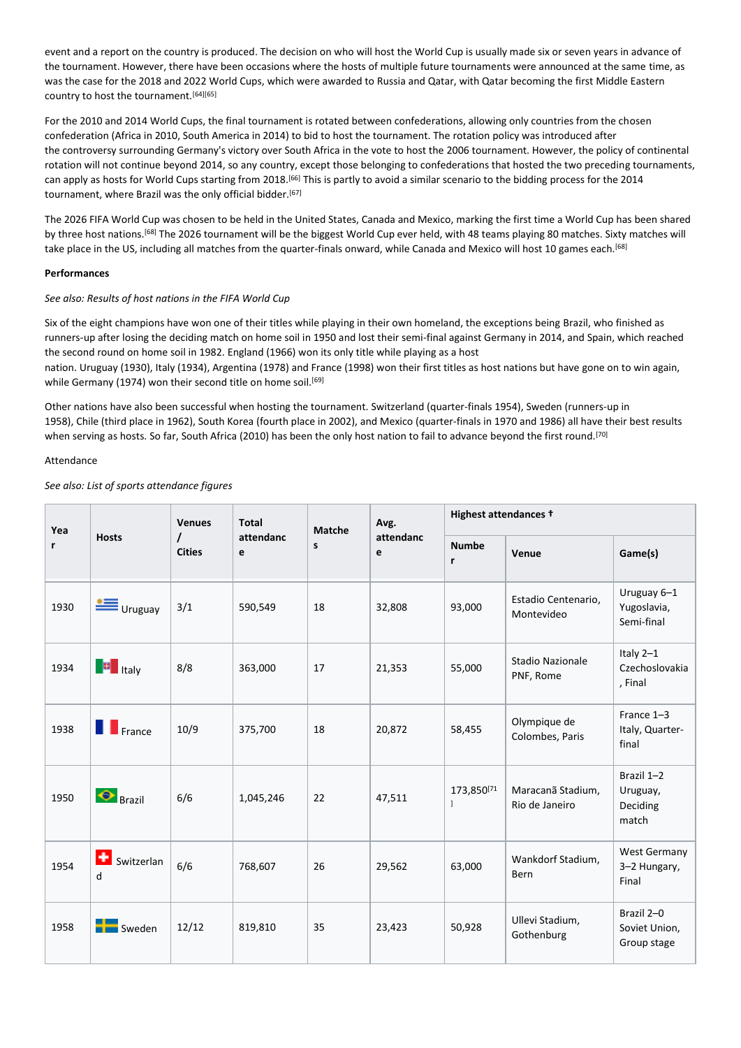event and a report on the country is produced. The decision on who will host the World Cup is usually made six or seven years in advance of the tournament. However, there have been occasions where the hosts of multiple future tournaments were announced at the same time, as was the case for the 2018 and 2022 World Cups, which were awarded to Russia and Qatar, with Qatar becoming the first Middle Eastern country to host the tournament.[64][65]

For the 2010 and 2014 World Cups, the final tournament is rotated between confederations, allowing only countries from the chosen confederation (Africa in 2010, South America in 2014) to bid to host the tournament. The rotation policy was introduced after the controversy surrounding Germany's victory over South Africa in the vote to host the 2006 tournament. However, the policy of continental rotation will not continue beyond 2014, so any country, except those belonging to confederations that hosted the two preceding tournaments, can apply as hosts for World Cups starting from 2018.[66] This is partly to avoid a similar scenario to the bidding process for the 2014 tournament, where Brazil was the only official bidder.[67]

The 2026 FIFA World Cup was chosen to be held in the United States, Canada and Mexico, marking the first time a World Cup has been shared by three host nations.[68] The 2026 tournament will be the biggest World Cup ever held, with 48 teams playing 80 matches. Sixty matches will take place in the US, including all matches from the quarter-finals onward, while Canada and Mexico will host 10 games each.[68]

**Performances**

*See also: Results of host nations in the FIFA World Cup*

Six of the eight champions have won one of their titles while playing in their own homeland, the exceptions being Brazil, who finished as runners-up after losing the deciding match on home soil in 1950 and lost their semi-final against Germany in 2014, and Spain, which reached the second round on home soil in 1982. England (1966) won its only title while playing as a host nation. Uruguay (1930), Italy (1934), Argentina (1978) and France (1998) won their first titles as host nations but have gone on to win again, while Germany (1974) won their second title on home soil.[69]

Other nations have also been successful when hosting the tournament. Switzerland (quarter-finals 1954), Sweden (runners-up in 1958), Chile (third place in 1962), South Korea (fourth place in 2002), and Mexico (quarter-finals in 1970 and 1986) all have their best results when serving as hosts. So far, South Africa (2010) has been the only host nation to fail to advance beyond the first round.[70]

Attendance

*See also: List of sports attendance figures*

| Year | Hosts | Venues / Cities | Total attendance | Matches | Avg. attendance | Highest attendances † | | |
|---|---|---|---|---|---|---|---|---|
| | | | | | | Number | Venue | Game(s) |
| 1930 | Uruguay | 3/1 | 590,549 | 18 | 32,808 | 93,000 | Estadio Centenario, Montevideo | Uruguay 6–1 Yugoslavia, Semi-final |
| 1934 | Italy | 8/8 | 363,000 | 17 | 21,353 | 55,000 | Stadio Nazionale PNF, Rome | Italy 2–1 Czechoslovakia, Final |
| 1938 | France | 10/9 | 375,700 | 18 | 20,872 | 58,455 | Olympique de Colombes, Paris | France 1–3 Italy, Quarter-final |
| 1950 | Brazil | 6/6 | 1,045,246 | 22 | 47,511 | 173,850[71] | Maracanã Stadium, Rio de Janeiro | Brazil 1–2 Uruguay, Deciding match |
| 1954 | Switzerland | 6/6 | 768,607 | 26 | 29,562 | 63,000 | Wankdorf Stadium, Bern | West Germany 3–2 Hungary, Final |
| 1958 | Sweden | 12/12 | 819,810 | 35 | 23,423 | 50,928 | Ullevi Stadium, Gothenburg | Brazil 2–0 Soviet Union, Group stage |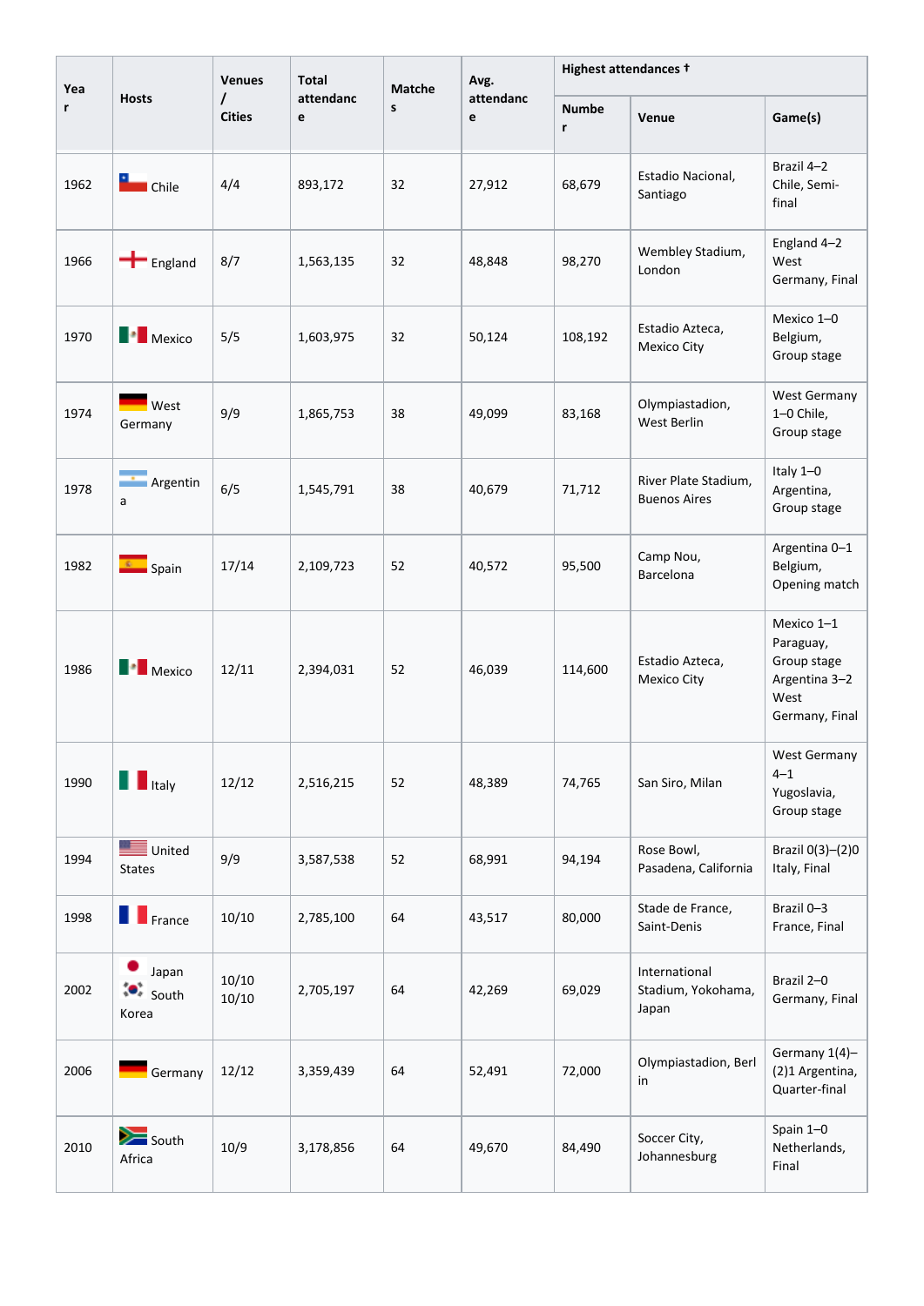| Year | Hosts | Venues / Cities | Total attendance | Matches | Avg. attendance | Highest attendances † | | |
|---|---|---|---|---|---|---|---|---|
| | | | | | | Number | Venue | Game(s) |
| 1962 | Chile | 4/4 | 893,172 | 32 | 27,912 | 68,679 | Estadio Nacional, Santiago | Brazil 4–2 Chile, Semi-final |
| 1966 | England | 8/7 | 1,563,135 | 32 | 48,848 | 98,270 | Wembley Stadium, London | England 4–2 West Germany, Final |
| 1970 | Mexico | 5/5 | 1,603,975 | 32 | 50,124 | 108,192 | Estadio Azteca, Mexico City | Mexico 1–0 Belgium, Group stage |
| 1974 | West Germany | 9/9 | 1,865,753 | 38 | 49,099 | 83,168 | Olympiastadion, West Berlin | West Germany 1–0 Chile, Group stage |
| 1978 | Argentina | 6/5 | 1,545,791 | 38 | 40,679 | 71,712 | River Plate Stadium, Buenos Aires | Italy 1–0 Argentina, Group stage |
| 1982 | Spain | 17/14 | 2,109,723 | 52 | 40,572 | 95,500 | Camp Nou, Barcelona | Argentina 0–1 Belgium, Opening match |
| 1986 | Mexico | 12/11 | 2,394,031 | 52 | 46,039 | 114,600 | Estadio Azteca, Mexico City | Mexico 1–1 Paraguay, Group stage Argentina 3–2 West Germany, Final |
| 1990 | Italy | 12/12 | 2,516,215 | 52 | 48,389 | 74,765 | San Siro, Milan | West Germany 4–1 Yugoslavia, Group stage |
| 1994 | United States | 9/9 | 3,587,538 | 52 | 68,991 | 94,194 | Rose Bowl, Pasadena, California | Brazil 0(3)–(2)0 Italy, Final |
| 1998 | France | 10/10 | 2,785,100 | 64 | 43,517 | 80,000 | Stade de France, Saint-Denis | Brazil 0–3 France, Final |
| 2002 | Japan South Korea | 10/10 10/10 | 2,705,197 | 64 | 42,269 | 69,029 | International Stadium, Yokohama, Japan | Brazil 2–0 Germany, Final |
| 2006 | Germany | 12/12 | 3,359,439 | 64 | 52,491 | 72,000 | Olympiastadion, Berlin | Germany 1(4)–(2)1 Argentina, Quarter-final |
| 2010 | South Africa | 10/9 | 3,178,856 | 64 | 49,670 | 84,490 | Soccer City, Johannesburg | Spain 1–0 Netherlands, Final |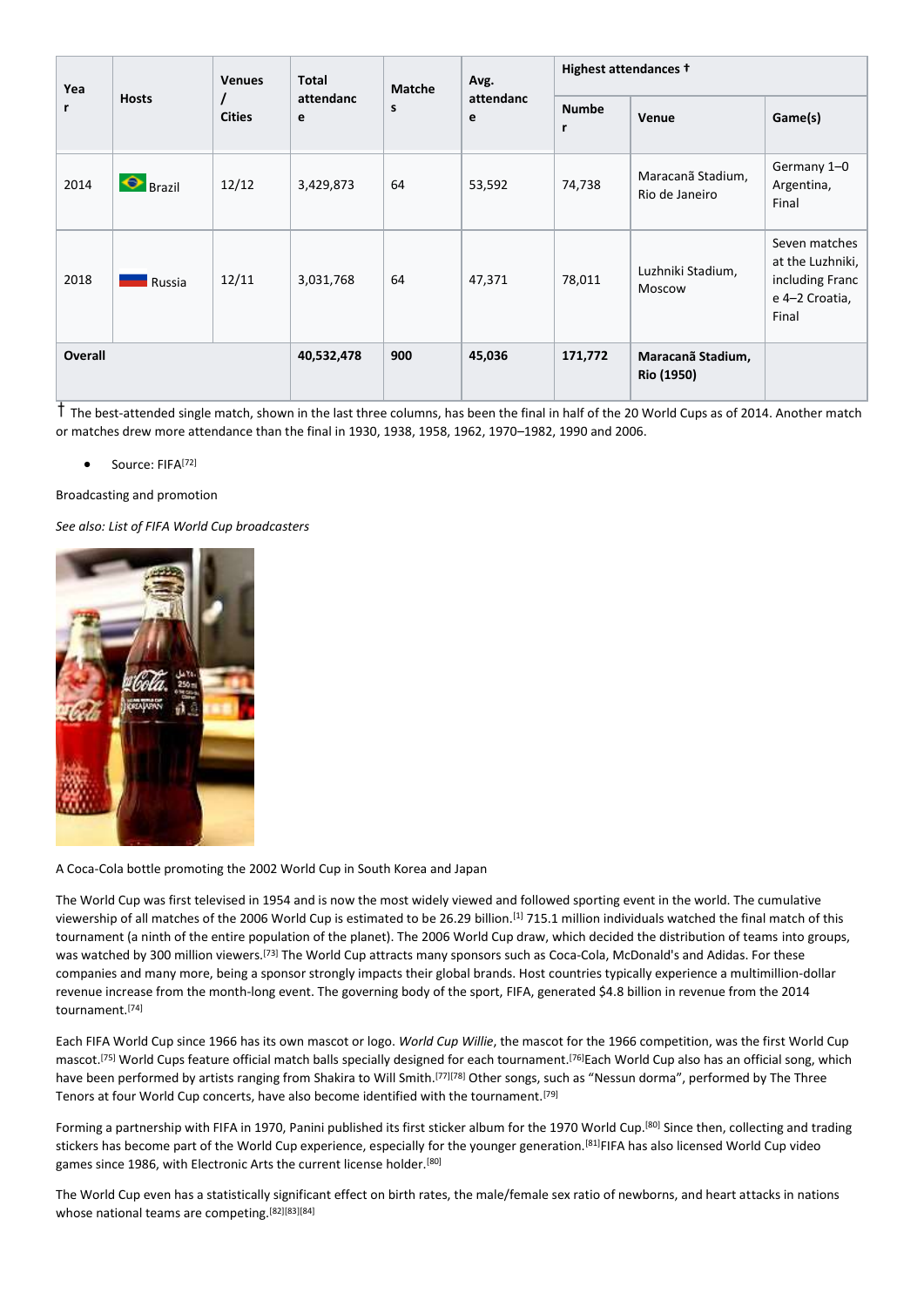| Year | Hosts | Venues / Cities | Total attendance | Matches | Avg. attendance | Highest attendances † | | |
|---|---|---|---|---|---|---|---|---|
| | | | | | | Number | Venue | Game(s) |
| 2014 | Brazil | 12/12 | 3,429,873 | 64 | 53,592 | 74,738 | Maracanã Stadium, Rio de Janeiro | Germany 1–0 Argentina, Final |
| 2018 | Russia | 12/11 | 3,031,768 | 64 | 47,371 | 78,011 | Luzhniki Stadium, Moscow | Seven matches at the Luzhniki, including France 4–2 Croatia, Final |
| **Overall** | | | **40,532,478** | **900** | **45,036** | **171,772** | **Maracanã Stadium, Rio (1950)** | |

† The best-attended single match, shown in the last three columns, has been the final in half of the 20 World Cups as of 2014. Another match or matches drew more attendance than the final in 1930, 1938, 1958, 1962, 1970–1982, 1990 and 2006.

- Source: FIFA[72]

Broadcasting and promotion

*See also: List of FIFA World Cup broadcasters*

A Coca-Cola bottle promoting the 2002 World Cup in South Korea and Japan

The World Cup was first televised in 1954 and is now the most widely viewed and followed sporting event in the world. The cumulative viewership of all matches of the 2006 World Cup is estimated to be 26.29 billion.[1] 715.1 million individuals watched the final match of this tournament (a ninth of the entire population of the planet). The 2006 World Cup draw, which decided the distribution of teams into groups, was watched by 300 million viewers.[73] The World Cup attracts many sponsors such as Coca-Cola, McDonald's and Adidas. For these companies and many more, being a sponsor strongly impacts their global brands. Host countries typically experience a multimillion-dollar revenue increase from the month-long event. The governing body of the sport, FIFA, generated $4.8 billion in revenue from the 2014 tournament.[74]

Each FIFA World Cup since 1966 has its own mascot or logo. *World Cup Willie*, the mascot for the 1966 competition, was the first World Cup mascot.[75] World Cups feature official match balls specially designed for each tournament.[76]Each World Cup also has an official song, which have been performed by artists ranging from Shakira to Will Smith.[77][78] Other songs, such as "Nessun dorma", performed by The Three Tenors at four World Cup concerts, have also become identified with the tournament.[79]

Forming a partnership with FIFA in 1970, Panini published its first sticker album for the 1970 World Cup.[80] Since then, collecting and trading stickers has become part of the World Cup experience, especially for the younger generation.[81]FIFA has also licensed World Cup video games since 1986, with Electronic Arts the current license holder.[80]

The World Cup even has a statistically significant effect on birth rates, the male/female sex ratio of newborns, and heart attacks in nations whose national teams are competing.[82][83][84]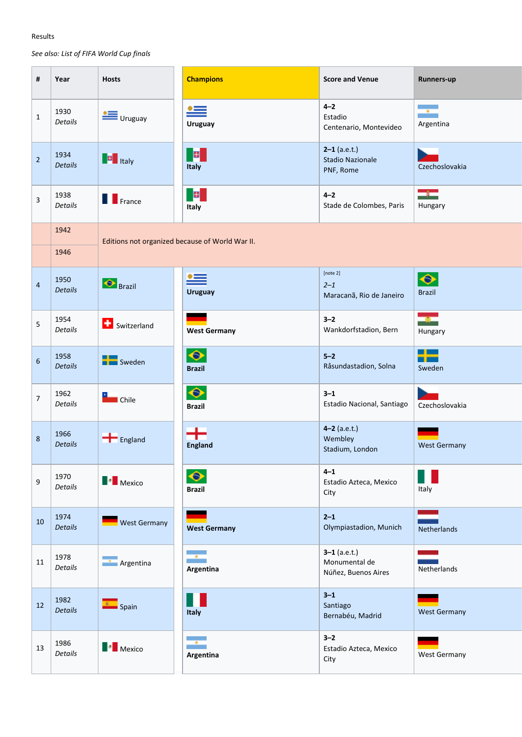Results

*See also: List of FIFA World Cup finals*

| # | Year | Hosts | Champions | Score and Venue | Runners-up |
|---|---|---|---|---|---|
| 1 | 1930 *Details* | Uruguay | **Uruguay** | **4–2** Estadio Centenario, Montevideo | Argentina |
| 2 | 1934 *Details* | Italy | **Italy** | **2–1** (a.e.t.) Stadio Nazionale PNF, Rome | Czechoslovakia |
| 3 | 1938 *Details* | France | **Italy** | **4–2** Stade de Colombes, Paris | Hungary |
| | 1942 | Editions not organized because of World War II. | | | |
| | 1946 | | | | |
| 4 | 1950 *Details* | Brazil | **Uruguay** | [note 2] *2–1* Maracanã, Rio de Janeiro | Brazil |
| 5 | 1954 *Details* | Switzerland | **West Germany** | **3–2** Wankdorfstadion, Bern | Hungary |
| 6 | 1958 *Details* | Sweden | **Brazil** | **5–2** Råsundastadion, Solna | Sweden |
| 7 | 1962 *Details* | Chile | **Brazil** | **3–1** Estadio Nacional, Santiago | Czechoslovakia |
| 8 | 1966 *Details* | England | **England** | **4–2** (a.e.t.) Wembley Stadium, London | West Germany |
| 9 | 1970 *Details* | Mexico | **Brazil** | **4–1** Estadio Azteca, Mexico City | Italy |
| 10 | 1974 *Details* | West Germany | **West Germany** | **2–1** Olympiastadion, Munich | Netherlands |
| 11 | 1978 *Details* | Argentina | **Argentina** | **3–1** (a.e.t.) Monumental de Núñez, Buenos Aires | Netherlands |
| 12 | 1982 *Details* | Spain | **Italy** | **3–1** Santiago Bernabéu, Madrid | West Germany |
| 13 | 1986 *Details* | Mexico | **Argentina** | **3–2** Estadio Azteca, Mexico City | West Germany |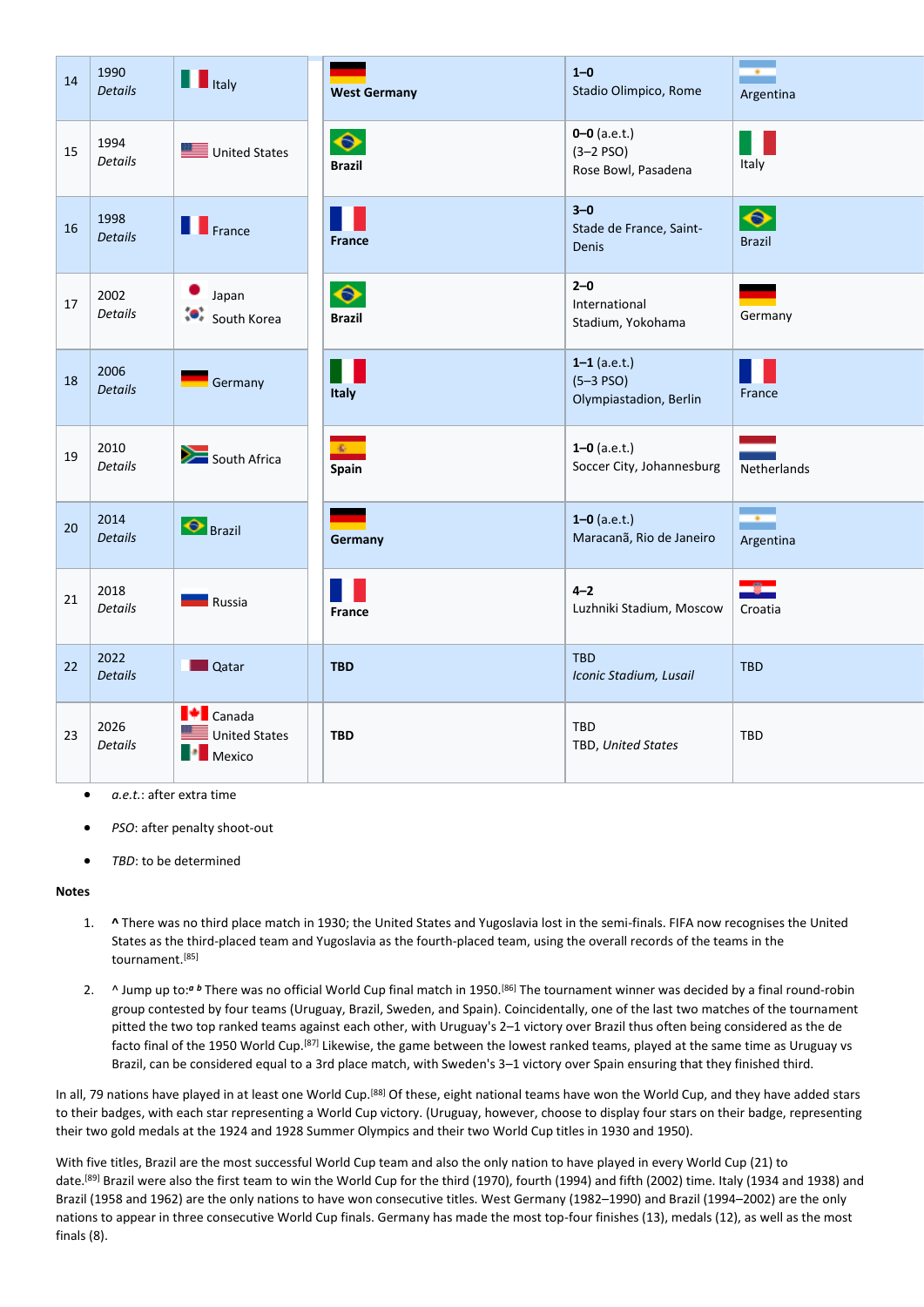| | | | | | |
|---|---|---|---|---|---|
| 14 | 1990 *Details* | Italy | **West Germany** | **1–0** Stadio Olimpico, Rome | Argentina |
| 15 | 1994 *Details* | United States | **Brazil** | **0–0** (a.e.t.) (3–2 PSO) Rose Bowl, Pasadena | Italy |
| 16 | 1998 *Details* | France | **France** | **3–0** Stade de France, Saint-Denis | Brazil |
| 17 | 2002 *Details* | Japan South Korea | **Brazil** | **2–0** International Stadium, Yokohama | Germany |
| 18 | 2006 *Details* | Germany | **Italy** | **1–1** (a.e.t.) (5–3 PSO) Olympiastadion, Berlin | France |
| 19 | 2010 *Details* | South Africa | **Spain** | **1–0** (a.e.t.) Soccer City, Johannesburg | Netherlands |
| 20 | 2014 *Details* | Brazil | **Germany** | **1–0** (a.e.t.) Maracanã, Rio de Janeiro | Argentina |
| 21 | 2018 *Details* | Russia | **France** | **4–2** Luzhniki Stadium, Moscow | Croatia |
| 22 | 2022 *Details* | Qatar | **TBD** | TBD *Iconic Stadium, Lusail* | TBD |
| 23 | 2026 *Details* | Canada United States Mexico | **TBD** | TBD TBD, *United States* | TBD |

- *a.e.t.*: after extra time
- *PSO*: after penalty shoot-out
- *TBD*: to be determined

**Notes**

1. **^** There was no third place match in 1930; the United States and Yugoslavia lost in the semi-finals. FIFA now recognises the United States as the third-placed team and Yugoslavia as the fourth-placed team, using the overall records of the teams in the tournament.[85]
2. ^ Jump up to:*a b* There was no official World Cup final match in 1950.[86] The tournament winner was decided by a final round-robin group contested by four teams (Uruguay, Brazil, Sweden, and Spain). Coincidentally, one of the last two matches of the tournament pitted the two top ranked teams against each other, with Uruguay's 2–1 victory over Brazil thus often being considered as the de facto final of the 1950 World Cup.[87] Likewise, the game between the lowest ranked teams, played at the same time as Uruguay vs Brazil, can be considered equal to a 3rd place match, with Sweden's 3–1 victory over Spain ensuring that they finished third.

In all, 79 nations have played in at least one World Cup.[88] Of these, eight national teams have won the World Cup, and they have added stars to their badges, with each star representing a World Cup victory. (Uruguay, however, choose to display four stars on their badge, representing their two gold medals at the 1924 and 1928 Summer Olympics and their two World Cup titles in 1930 and 1950).

With five titles, Brazil are the most successful World Cup team and also the only nation to have played in every World Cup (21) to date.[89] Brazil were also the first team to win the World Cup for the third (1970), fourth (1994) and fifth (2002) time. Italy (1934 and 1938) and Brazil (1958 and 1962) are the only nations to have won consecutive titles. West Germany (1982–1990) and Brazil (1994–2002) are the only nations to appear in three consecutive World Cup finals. Germany has made the most top-four finishes (13), medals (12), as well as the most finals (8).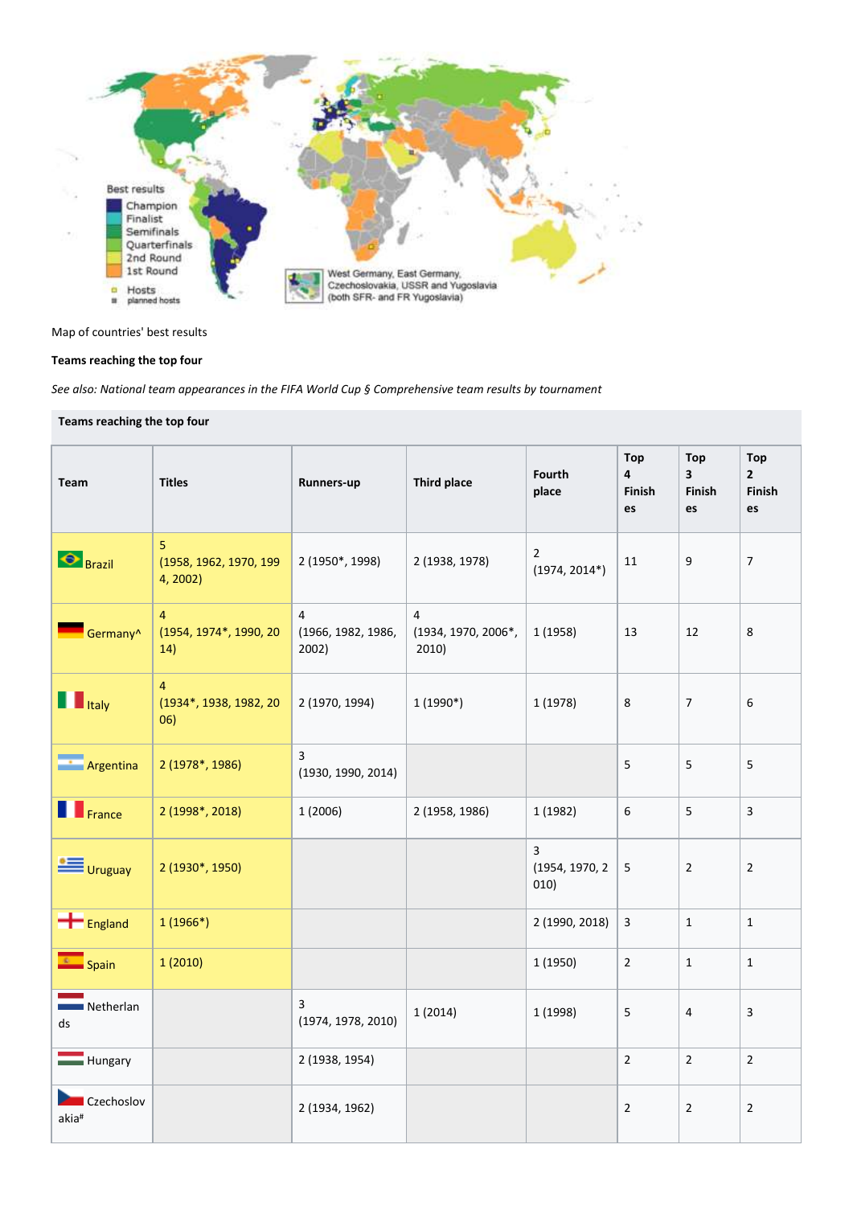Map of countries' best results

**Teams reaching the top four**

*See also: National team appearances in the FIFA World Cup § Comprehensive team results by tournament*

| Team | Titles | Runners-up | Third place | Fourth place | Top 4 Finishes | Top 3 Finishes | Top 2 Finishes |
|---|---|---|---|---|---|---|---|
| Brazil | 5 (1958, 1962, 1970, 1994, 2002) | 2 (1950*, 1998) | 2 (1938, 1978) | 2 (1974, 2014*) | 11 | 9 | 7 |
| Germany^ | 4 (1954, 1974*, 1990, 2014) | 4 (1966, 1982, 1986, 2002) | 4 (1934, 1970, 2006*, 2010) | 1 (1958) | 13 | 12 | 8 |
| Italy | 4 (1934*, 1938, 1982, 2006) | 2 (1970, 1994) | 1 (1990*) | 1 (1978) | 8 | 7 | 6 |
| Argentina | 2 (1978*, 1986) | 3 (1930, 1990, 2014) | | | 5 | 5 | 5 |
| France | 2 (1998*, 2018) | 1 (2006) | 2 (1958, 1986) | 1 (1982) | 6 | 5 | 3 |
| Uruguay | 2 (1930*, 1950) | | | 3 (1954, 1970, 2010) | 5 | 2 | 2 |
| England | 1 (1966*) | | | 2 (1990, 2018) | 3 | 1 | 1 |
| Spain | 1 (2010) | | | 1 (1950) | 2 | 1 | 1 |
| Netherlands | | 3 (1974, 1978, 2010) | 1 (2014) | 1 (1998) | 5 | 4 | 3 |
| Hungary | | 2 (1938, 1954) | | | 2 | 2 | 2 |
| Czechoslovakia# | | 2 (1934, 1962) | | | 2 | 2 | 2 |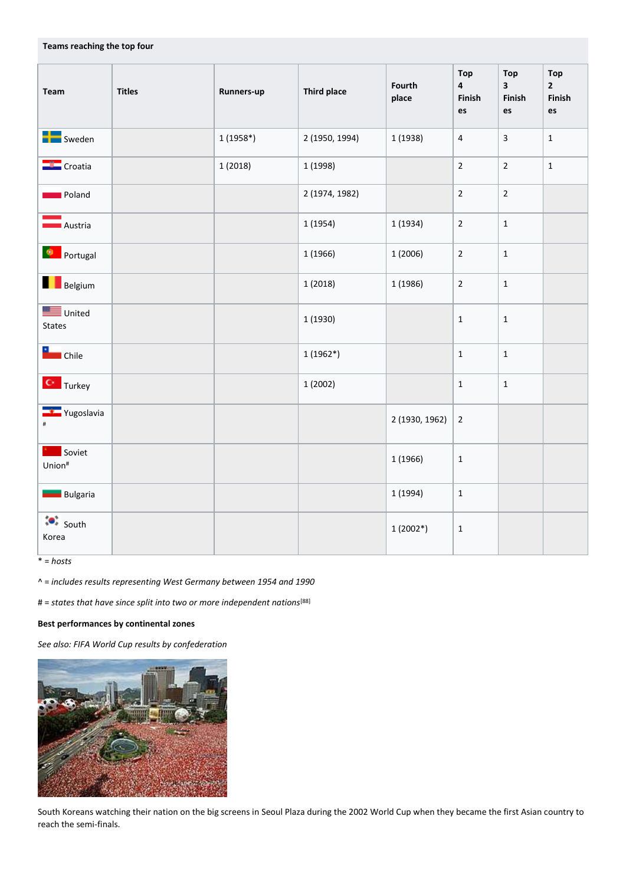**Teams reaching the top four**

| Team | Titles | Runners-up | Third place | Fourth place | Top 4 Finishes | Top 3 Finishes | Top 2 Finishes |
|---|---|---|---|---|---|---|---|
| Sweden | | 1 (1958*) | 2 (1950, 1994) | 1 (1938) | 4 | 3 | 1 |
| Croatia | | 1 (2018) | 1 (1998) | | 2 | 2 | 1 |
| Poland | | | 2 (1974, 1982) | | 2 | 2 | |
| Austria | | | 1 (1954) | 1 (1934) | 2 | 1 | |
| Portugal | | | 1 (1966) | 1 (2006) | 2 | 1 | |
| Belgium | | | 1 (2018) | 1 (1986) | 2 | 1 | |
| United States | | | 1 (1930) | | 1 | 1 | |
| Chile | | | 1 (1962*) | | 1 | 1 | |
| Turkey | | | 1 (2002) | | 1 | 1 | |
| Yugoslavia# | | | | 2 (1930, 1962) | 2 | | |
| Soviet Union# | | | | 1 (1966) | 1 | | |
| Bulgaria | | | | 1 (1994) | 1 | | |
| South Korea | | | | 1 (2002*) | 1 | | |

*\* = hosts*

*^ = includes results representing West Germany between 1954 and 1990*

*# = states that have since split into two or more independent nations*[88]

**Best performances by continental zones**

*See also: FIFA World Cup results by confederation*

South Koreans watching their nation on the big screens in Seoul Plaza during the 2002 World Cup when they became the first Asian country to reach the semi-finals.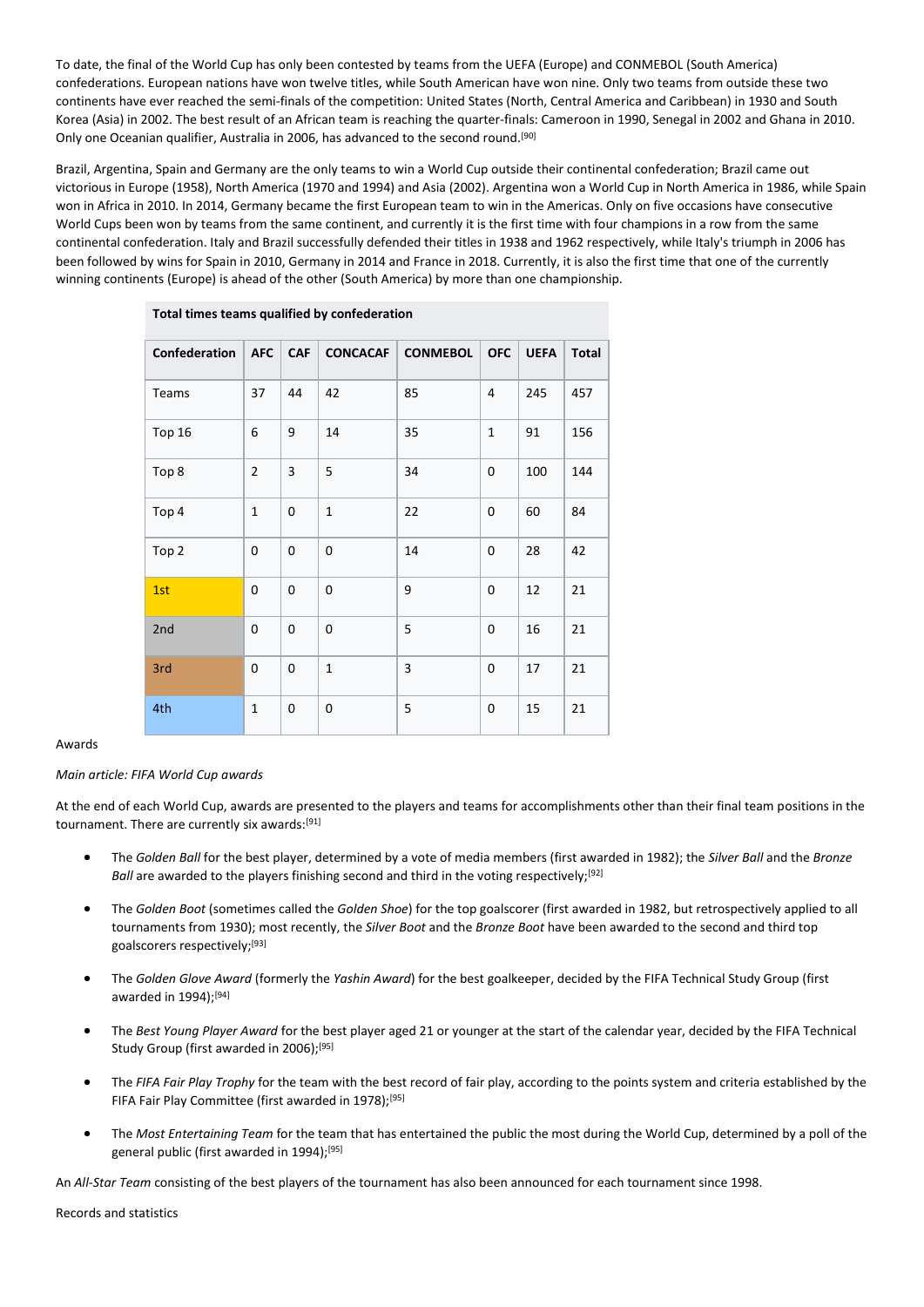To date, the final of the World Cup has only been contested by teams from the UEFA (Europe) and CONMEBOL (South America) confederations. European nations have won twelve titles, while South American have won nine. Only two teams from outside these two continents have ever reached the semi-finals of the competition: United States (North, Central America and Caribbean) in 1930 and South Korea (Asia) in 2002. The best result of an African team is reaching the quarter-finals: Cameroon in 1990, Senegal in 2002 and Ghana in 2010. Only one Oceanian qualifier, Australia in 2006, has advanced to the second round.[90]

Brazil, Argentina, Spain and Germany are the only teams to win a World Cup outside their continental confederation; Brazil came out victorious in Europe (1958), North America (1970 and 1994) and Asia (2002). Argentina won a World Cup in North America in 1986, while Spain won in Africa in 2010. In 2014, Germany became the first European team to win in the Americas. Only on five occasions have consecutive World Cups been won by teams from the same continent, and currently it is the first time with four champions in a row from the same continental confederation. Italy and Brazil successfully defended their titles in 1938 and 1962 respectively, while Italy's triumph in 2006 has been followed by wins for Spain in 2010, Germany in 2014 and France in 2018. Currently, it is also the first time that one of the currently winning continents (Europe) is ahead of the other (South America) by more than one championship.

**Total times teams qualified by confederation**

| Confederation | AFC | CAF | CONCACAF | CONMEBOL | OFC | UEFA | Total |
|---|---|---|---|---|---|---|---|
| Teams | 37 | 44 | 42 | 85 | 4 | 245 | 457 |
| Top 16 | 6 | 9 | 14 | 35 | 1 | 91 | 156 |
| Top 8 | 2 | 3 | 5 | 34 | 0 | 100 | 144 |
| Top 4 | 1 | 0 | 1 | 22 | 0 | 60 | 84 |
| Top 2 | 0 | 0 | 0 | 14 | 0 | 28 | 42 |
| 1st | 0 | 0 | 0 | 9 | 0 | 12 | 21 |
| 2nd | 0 | 0 | 0 | 5 | 0 | 16 | 21 |
| 3rd | 0 | 0 | 1 | 3 | 0 | 17 | 21 |
| 4th | 1 | 0 | 0 | 5 | 0 | 15 | 21 |

Awards

*Main article: FIFA World Cup awards*

At the end of each World Cup, awards are presented to the players and teams for accomplishments other than their final team positions in the tournament. There are currently six awards:[91]

- The *Golden Ball* for the best player, determined by a vote of media members (first awarded in 1982); the *Silver Ball* and the *Bronze Ball* are awarded to the players finishing second and third in the voting respectively;[92]
- The *Golden Boot* (sometimes called the *Golden Shoe*) for the top goalscorer (first awarded in 1982, but retrospectively applied to all tournaments from 1930); most recently, the *Silver Boot* and the *Bronze Boot* have been awarded to the second and third top goalscorers respectively;[93]
- The *Golden Glove Award* (formerly the *Yashin Award*) for the best goalkeeper, decided by the FIFA Technical Study Group (first awarded in 1994);[94]
- The *Best Young Player Award* for the best player aged 21 or younger at the start of the calendar year, decided by the FIFA Technical Study Group (first awarded in 2006);[95]
- The *FIFA Fair Play Trophy* for the team with the best record of fair play, according to the points system and criteria established by the FIFA Fair Play Committee (first awarded in 1978);[95]
- The *Most Entertaining Team* for the team that has entertained the public the most during the World Cup, determined by a poll of the general public (first awarded in 1994);[95]

An *All-Star Team* consisting of the best players of the tournament has also been announced for each tournament since 1998.

Records and statistics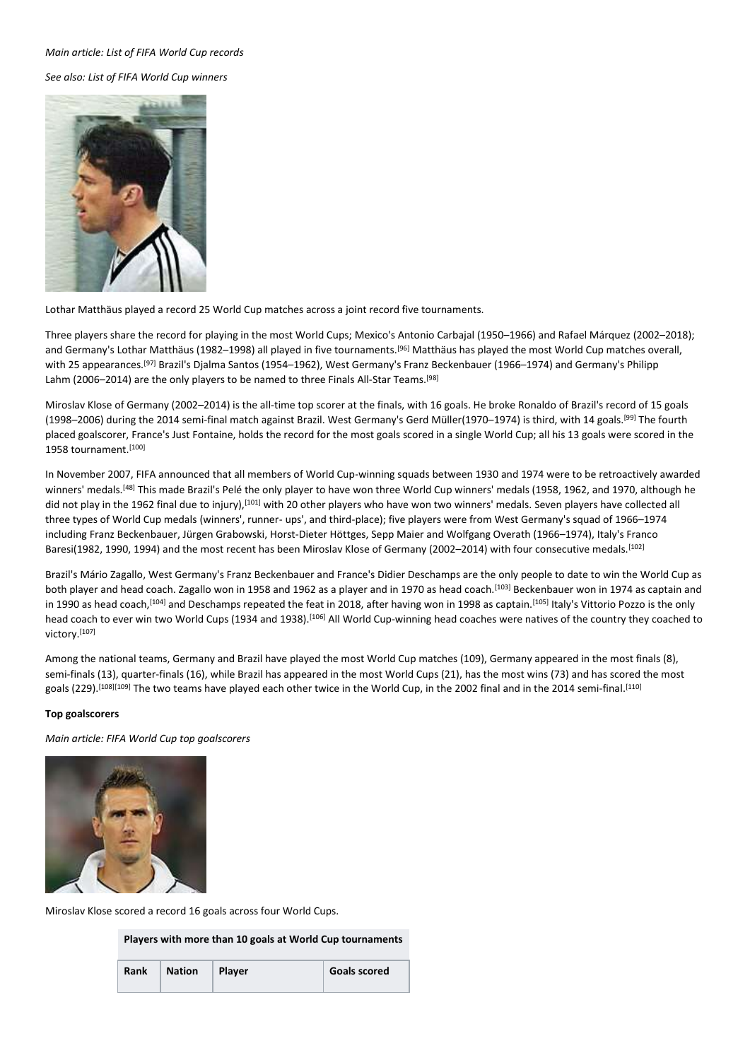*Main article: List of FIFA World Cup records*

*See also: List of FIFA World Cup winners*

Lothar Matthäus played a record 25 World Cup matches across a joint record five tournaments.

Three players share the record for playing in the most World Cups; Mexico's Antonio Carbajal (1950–1966) and Rafael Márquez (2002–2018); and Germany's Lothar Matthäus (1982–1998) all played in five tournaments.[96] Matthäus has played the most World Cup matches overall, with 25 appearances.[97] Brazil's Djalma Santos (1954–1962), West Germany's Franz Beckenbauer (1966–1974) and Germany's Philipp Lahm (2006–2014) are the only players to be named to three Finals All-Star Teams.[98]

Miroslav Klose of Germany (2002–2014) is the all-time top scorer at the finals, with 16 goals. He broke Ronaldo of Brazil's record of 15 goals (1998–2006) during the 2014 semi-final match against Brazil. West Germany's Gerd Müller(1970–1974) is third, with 14 goals.[99] The fourth placed goalscorer, France's Just Fontaine, holds the record for the most goals scored in a single World Cup; all his 13 goals were scored in the 1958 tournament.[100]

In November 2007, FIFA announced that all members of World Cup-winning squads between 1930 and 1974 were to be retroactively awarded winners' medals.[48] This made Brazil's Pelé the only player to have won three World Cup winners' medals (1958, 1962, and 1970, although he did not play in the 1962 final due to injury),[101] with 20 other players who have won two winners' medals. Seven players have collected all three types of World Cup medals (winners', runner- ups', and third-place); five players were from West Germany's squad of 1966–1974 including Franz Beckenbauer, Jürgen Grabowski, Horst-Dieter Höttges, Sepp Maier and Wolfgang Overath (1966–1974), Italy's Franco Baresi(1982, 1990, 1994) and the most recent has been Miroslav Klose of Germany (2002–2014) with four consecutive medals.[102]

Brazil's Mário Zagallo, West Germany's Franz Beckenbauer and France's Didier Deschamps are the only people to date to win the World Cup as both player and head coach. Zagallo won in 1958 and 1962 as a player and in 1970 as head coach.[103] Beckenbauer won in 1974 as captain and in 1990 as head coach,[104] and Deschamps repeated the feat in 2018, after having won in 1998 as captain.[105] Italy's Vittorio Pozzo is the only head coach to ever win two World Cups (1934 and 1938).[106] All World Cup-winning head coaches were natives of the country they coached to victory.[107]

Among the national teams, Germany and Brazil have played the most World Cup matches (109), Germany appeared in the most finals (8), semi-finals (13), quarter-finals (16), while Brazil has appeared in the most World Cups (21), has the most wins (73) and has scored the most goals (229).[108][109] The two teams have played each other twice in the World Cup, in the 2002 final and in the 2014 semi-final.[110]

**Top goalscorers**

*Main article: FIFA World Cup top goalscorers*

Miroslav Klose scored a record 16 goals across four World Cups.

**Players with more than 10 goals at World Cup tournaments**

| Rank | Nation | Player | Goals scored |
|---|---|---|---|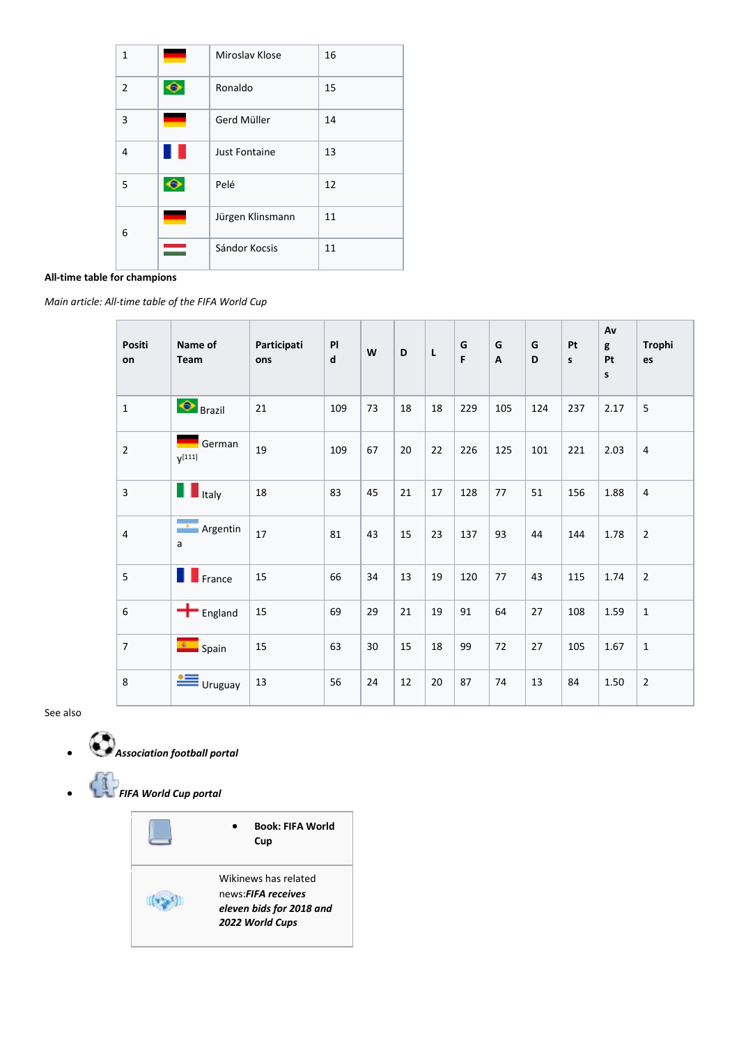| 1 | | Miroslav Klose | 16 |
|---|---|---|---|
| 2 | | Ronaldo | 15 |
| 3 | | Gerd Müller | 14 |
| 4 | | Just Fontaine | 13 |
| 5 | | Pelé | 12 |
| 6 | | Jürgen Klinsmann | 11 |
| | | Sándor Kocsis | 11 |

**All-time table for champions**

*Main article: All-time table of the FIFA World Cup*

| Position | Name of Team | Participations | Pld | W | D | L | GF | GA | GD | Pts | Avg Pts | Trophies |
|---|---|---|---|---|---|---|---|---|---|---|---|---|
| 1 | Brazil | 21 | 109 | 73 | 18 | 18 | 229 | 105 | 124 | 237 | 2.17 | 5 |
| 2 | Germany[111] | 19 | 109 | 67 | 20 | 22 | 226 | 125 | 101 | 221 | 2.03 | 4 |
| 3 | Italy | 18 | 83 | 45 | 21 | 17 | 128 | 77 | 51 | 156 | 1.88 | 4 |
| 4 | Argentina | 17 | 81 | 43 | 15 | 23 | 137 | 93 | 44 | 144 | 1.78 | 2 |
| 5 | France | 15 | 66 | 34 | 13 | 19 | 120 | 77 | 43 | 115 | 1.74 | 2 |
| 6 | England | 15 | 69 | 29 | 21 | 19 | 91 | 64 | 27 | 108 | 1.59 | 1 |
| 7 | Spain | 15 | 63 | 30 | 15 | 18 | 99 | 72 | 27 | 105 | 1.67 | 1 |
| 8 | Uruguay | 13 | 56 | 24 | 12 | 20 | 87 | 74 | 13 | 84 | 1.50 | 2 |

See also

- ***Association football portal***
- ***FIFA World Cup portal***

- **Book: FIFA World Cup**

Wikinews has related news:***FIFA receives eleven bids for 2018 and 2022 World Cups***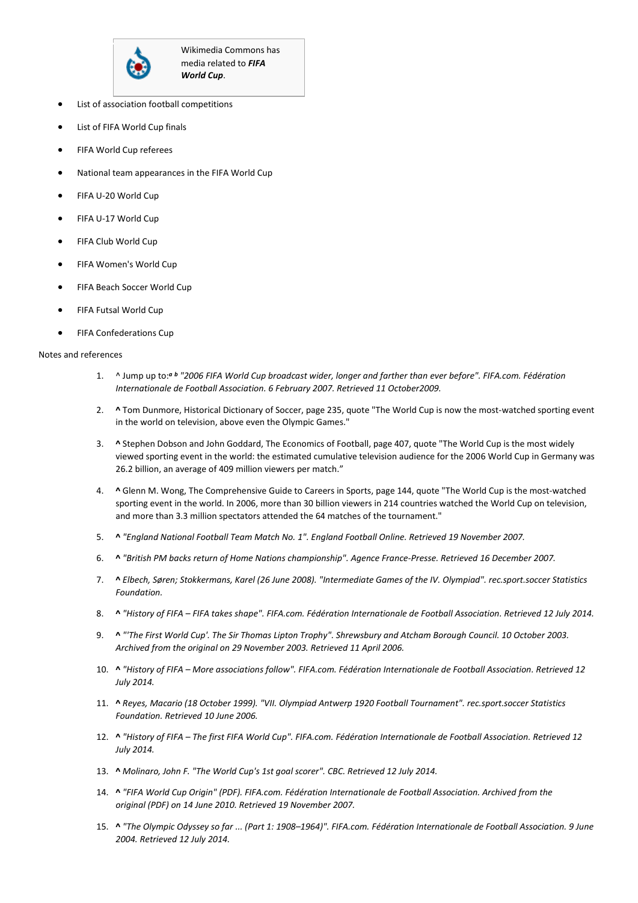Wikimedia Commons has media related to ***FIFA World Cup***.

- List of association football competitions
- List of FIFA World Cup finals
- FIFA World Cup referees
- National team appearances in the FIFA World Cup
- FIFA U-20 World Cup
- FIFA U-17 World Cup
- FIFA Club World Cup
- FIFA Women's World Cup
- FIFA Beach Soccer World Cup
- FIFA Futsal World Cup
- FIFA Confederations Cup

Notes and references

1. ^ Jump up to:[a] [b] *"2006 FIFA World Cup broadcast wider, longer and farther than ever before". FIFA.com. Fédération Internationale de Football Association. 6 February 2007. Retrieved 11 October2009.*
2. **^** Tom Dunmore, Historical Dictionary of Soccer, page 235, quote "The World Cup is now the most-watched sporting event in the world on television, above even the Olympic Games."
3. **^** Stephen Dobson and John Goddard, The Economics of Football, page 407, quote "The World Cup is the most widely viewed sporting event in the world: the estimated cumulative television audience for the 2006 World Cup in Germany was 26.2 billion, an average of 409 million viewers per match."
4. **^** Glenn M. Wong, The Comprehensive Guide to Careers in Sports, page 144, quote "The World Cup is the most-watched sporting event in the world. In 2006, more than 30 billion viewers in 214 countries watched the World Cup on television, and more than 3.3 million spectators attended the 64 matches of the tournament."
5. **^** *"England National Football Team Match No. 1". England Football Online. Retrieved 19 November 2007.*
6. **^** *"British PM backs return of Home Nations championship". Agence France-Presse. Retrieved 16 December 2007.*
7. **^** *Elbech, Søren; Stokkermans, Karel (26 June 2008). "Intermediate Games of the IV. Olympiad". rec.sport.soccer Statistics Foundation.*
8. **^** *"History of FIFA – FIFA takes shape". FIFA.com. Fédération Internationale de Football Association. Retrieved 12 July 2014.*
9. **^** *"'The First World Cup'. The Sir Thomas Lipton Trophy". Shrewsbury and Atcham Borough Council. 10 October 2003. Archived from the original on 29 November 2003. Retrieved 11 April 2006.*
10. **^** *"History of FIFA – More associations follow". FIFA.com. Fédération Internationale de Football Association. Retrieved 12 July 2014.*
11. **^** *Reyes, Macario (18 October 1999). "VII. Olympiad Antwerp 1920 Football Tournament". rec.sport.soccer Statistics Foundation. Retrieved 10 June 2006.*
12. **^** *"History of FIFA – The first FIFA World Cup". FIFA.com. Fédération Internationale de Football Association. Retrieved 12 July 2014.*
13. **^** *Molinaro, John F. "The World Cup's 1st goal scorer". CBC. Retrieved 12 July 2014.*
14. **^** *"FIFA World Cup Origin" (PDF). FIFA.com. Fédération Internationale de Football Association. Archived from the original (PDF) on 14 June 2010. Retrieved 19 November 2007.*
15. **^** *"The Olympic Odyssey so far ... (Part 1: 1908–1964)". FIFA.com. Fédération Internationale de Football Association. 9 June 2004. Retrieved 12 July 2014.*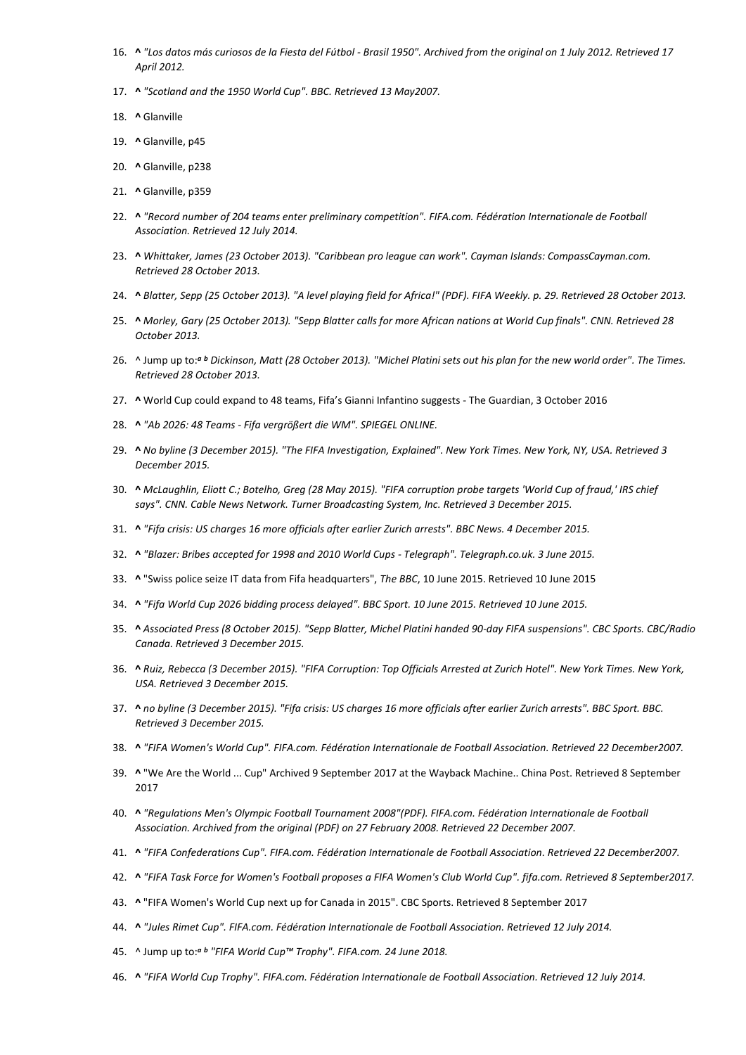16. **^** *"Los datos más curiosos de la Fiesta del Fútbol - Brasil 1950". Archived from the original on 1 July 2012. Retrieved 17 April 2012.*
17. **^** *"Scotland and the 1950 World Cup". BBC. Retrieved 13 May2007.*
18. **^** Glanville
19. **^** Glanville, p45
20. **^** Glanville, p238
21. **^** Glanville, p359
22. **^** *"Record number of 204 teams enter preliminary competition". FIFA.com. Fédération Internationale de Football Association. Retrieved 12 July 2014.*
23. **^** *Whittaker, James (23 October 2013). "Caribbean pro league can work". Cayman Islands: CompassCayman.com. Retrieved 28 October 2013.*
24. **^** *Blatter, Sepp (25 October 2013). "A level playing field for Africa!" (PDF). FIFA Weekly. p. 29. Retrieved 28 October 2013.*
25. **^** *Morley, Gary (25 October 2013). "Sepp Blatter calls for more African nations at World Cup finals". CNN. Retrieved 28 October 2013.*
26. ^ Jump up to:*[a] [b] Dickinson, Matt (28 October 2013). "Michel Platini sets out his plan for the new world order". The Times. Retrieved 28 October 2013.*
27. **^** World Cup could expand to 48 teams, Fifa's Gianni Infantino suggests - The Guardian, 3 October 2016
28. **^** *"Ab 2026: 48 Teams - Fifa vergrößert die WM". SPIEGEL ONLINE.*
29. **^** *No byline (3 December 2015). "The FIFA Investigation, Explained". New York Times. New York, NY, USA. Retrieved 3 December 2015.*
30. **^** *McLaughlin, Eliott C.; Botelho, Greg (28 May 2015). "FIFA corruption probe targets 'World Cup of fraud,' IRS chief says". CNN. Cable News Network. Turner Broadcasting System, Inc. Retrieved 3 December 2015.*
31. **^** *"Fifa crisis: US charges 16 more officials after earlier Zurich arrests". BBC News. 4 December 2015.*
32. **^** *"Blazer: Bribes accepted for 1998 and 2010 World Cups - Telegraph". Telegraph.co.uk. 3 June 2015.*
33. **^** "Swiss police seize IT data from Fifa headquarters", *The BBC*, 10 June 2015. Retrieved 10 June 2015
34. **^** *"Fifa World Cup 2026 bidding process delayed". BBC Sport. 10 June 2015. Retrieved 10 June 2015.*
35. **^** *Associated Press (8 October 2015). "Sepp Blatter, Michel Platini handed 90-day FIFA suspensions". CBC Sports. CBC/Radio Canada. Retrieved 3 December 2015.*
36. **^** *Ruiz, Rebecca (3 December 2015). "FIFA Corruption: Top Officials Arrested at Zurich Hotel". New York Times. New York, USA. Retrieved 3 December 2015.*
37. **^** *no byline (3 December 2015). "Fifa crisis: US charges 16 more officials after earlier Zurich arrests". BBC Sport. BBC. Retrieved 3 December 2015.*
38. **^** *"FIFA Women's World Cup". FIFA.com. Fédération Internationale de Football Association. Retrieved 22 December2007.*
39. **^** "We Are the World ... Cup" Archived 9 September 2017 at the Wayback Machine.. China Post. Retrieved 8 September 2017
40. **^** *"Regulations Men's Olympic Football Tournament 2008"(PDF). FIFA.com. Fédération Internationale de Football Association. Archived from the original (PDF) on 27 February 2008. Retrieved 22 December 2007.*
41. **^** *"FIFA Confederations Cup". FIFA.com. Fédération Internationale de Football Association. Retrieved 22 December2007.*
42. **^** *"FIFA Task Force for Women's Football proposes a FIFA Women's Club World Cup". fifa.com. Retrieved 8 September2017.*
43. **^** "FIFA Women's World Cup next up for Canada in 2015". CBC Sports. Retrieved 8 September 2017
44. **^** *"Jules Rimet Cup". FIFA.com. Fédération Internationale de Football Association. Retrieved 12 July 2014.*
45. ^ Jump up to:*[a] [b] "FIFA World Cup™ Trophy". FIFA.com. 24 June 2018.*
46. **^** *"FIFA World Cup Trophy". FIFA.com. Fédération Internationale de Football Association. Retrieved 12 July 2014.*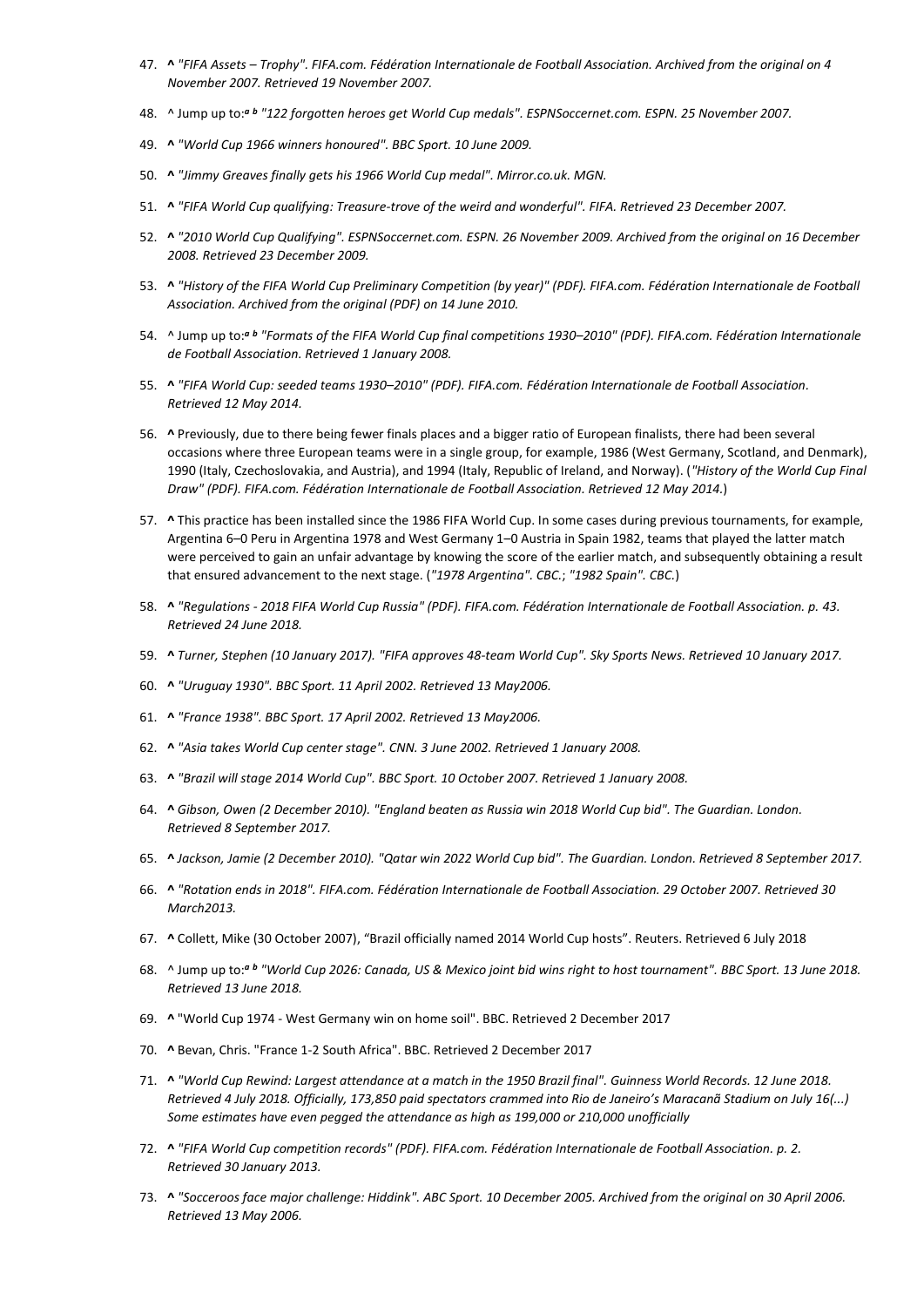47. **^** *"FIFA Assets – Trophy". FIFA.com. Fédération Internationale de Football Association. Archived from the original on 4 November 2007. Retrieved 19 November 2007.*
48. ^ Jump up to:*[a] [b]* *"122 forgotten heroes get World Cup medals". ESPNSoccernet.com. ESPN. 25 November 2007.*
49. **^** *"World Cup 1966 winners honoured". BBC Sport. 10 June 2009.*
50. **^** *"Jimmy Greaves finally gets his 1966 World Cup medal". Mirror.co.uk. MGN.*
51. **^** *"FIFA World Cup qualifying: Treasure-trove of the weird and wonderful". FIFA. Retrieved 23 December 2007.*
52. **^** *"2010 World Cup Qualifying". ESPNSoccernet.com. ESPN. 26 November 2009. Archived from the original on 16 December 2008. Retrieved 23 December 2009.*
53. **^** *"History of the FIFA World Cup Preliminary Competition (by year)" (PDF). FIFA.com. Fédération Internationale de Football Association. Archived from the original (PDF) on 14 June 2010.*
54. ^ Jump up to:*[a] [b]* *"Formats of the FIFA World Cup final competitions 1930–2010" (PDF). FIFA.com. Fédération Internationale de Football Association. Retrieved 1 January 2008.*
55. **^** *"FIFA World Cup: seeded teams 1930–2010" (PDF). FIFA.com. Fédération Internationale de Football Association. Retrieved 12 May 2014.*
56. **^** Previously, due to there being fewer finals places and a bigger ratio of European finalists, there had been several occasions where three European teams were in a single group, for example, 1986 (West Germany, Scotland, and Denmark), 1990 (Italy, Czechoslovakia, and Austria), and 1994 (Italy, Republic of Ireland, and Norway). (*"History of the World Cup Final Draw" (PDF). FIFA.com. Fédération Internationale de Football Association. Retrieved 12 May 2014.*)
57. **^** This practice has been installed since the 1986 FIFA World Cup. In some cases during previous tournaments, for example, Argentina 6–0 Peru in Argentina 1978 and West Germany 1–0 Austria in Spain 1982, teams that played the latter match were perceived to gain an unfair advantage by knowing the score of the earlier match, and subsequently obtaining a result that ensured advancement to the next stage. (*"1978 Argentina". CBC.*; *"1982 Spain". CBC.*)
58. **^** *"Regulations - 2018 FIFA World Cup Russia" (PDF). FIFA.com. Fédération Internationale de Football Association. p. 43. Retrieved 24 June 2018.*
59. **^** *Turner, Stephen (10 January 2017). "FIFA approves 48-team World Cup". Sky Sports News. Retrieved 10 January 2017.*
60. **^** *"Uruguay 1930". BBC Sport. 11 April 2002. Retrieved 13 May2006.*
61. **^** *"France 1938". BBC Sport. 17 April 2002. Retrieved 13 May2006.*
62. **^** *"Asia takes World Cup center stage". CNN. 3 June 2002. Retrieved 1 January 2008.*
63. **^** *"Brazil will stage 2014 World Cup". BBC Sport. 10 October 2007. Retrieved 1 January 2008.*
64. **^** *Gibson, Owen (2 December 2010). "England beaten as Russia win 2018 World Cup bid". The Guardian. London. Retrieved 8 September 2017.*
65. **^** *Jackson, Jamie (2 December 2010). "Qatar win 2022 World Cup bid". The Guardian. London. Retrieved 8 September 2017.*
66. **^** *"Rotation ends in 2018". FIFA.com. Fédération Internationale de Football Association. 29 October 2007. Retrieved 30 March2013.*
67. **^** Collett, Mike (30 October 2007), "Brazil officially named 2014 World Cup hosts". Reuters. Retrieved 6 July 2018
68. ^ Jump up to:*[a] [b]* *"World Cup 2026: Canada, US & Mexico joint bid wins right to host tournament". BBC Sport. 13 June 2018. Retrieved 13 June 2018.*
69. **^** "World Cup 1974 - West Germany win on home soil". BBC. Retrieved 2 December 2017
70. **^** Bevan, Chris. "France 1-2 South Africa". BBC. Retrieved 2 December 2017
71. **^** *"World Cup Rewind: Largest attendance at a match in the 1950 Brazil final". Guinness World Records. 12 June 2018. Retrieved 4 July 2018. Officially, 173,850 paid spectators crammed into Rio de Janeiro's Maracanã Stadium on July 16(...) Some estimates have even pegged the attendance as high as 199,000 or 210,000 unofficially*
72. **^** *"FIFA World Cup competition records" (PDF). FIFA.com. Fédération Internationale de Football Association. p. 2. Retrieved 30 January 2013.*
73. **^** *"Socceroos face major challenge: Hiddink". ABC Sport. 10 December 2005. Archived from the original on 30 April 2006. Retrieved 13 May 2006.*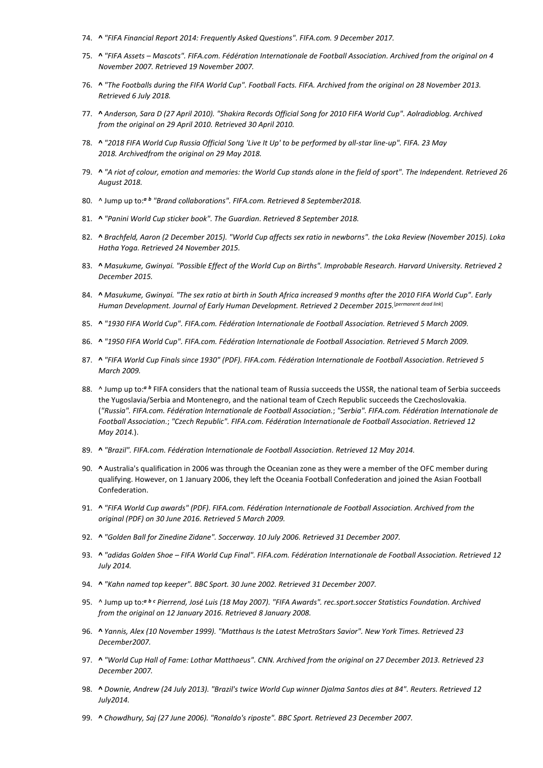74. **^** *"FIFA Financial Report 2014: Frequently Asked Questions". FIFA.com. 9 December 2017.*
75. **^** *"FIFA Assets – Mascots". FIFA.com. Fédération Internationale de Football Association. Archived from the original on 4 November 2007. Retrieved 19 November 2007.*
76. **^** *"The Footballs during the FIFA World Cup". Football Facts. FIFA. Archived from the original on 28 November 2013. Retrieved 6 July 2018.*
77. **^** *Anderson, Sara D (27 April 2010). "Shakira Records Official Song for 2010 FIFA World Cup". Aolradioblog. Archived from the original on 29 April 2010. Retrieved 30 April 2010.*
78. **^** *"2018 FIFA World Cup Russia Official Song 'Live It Up' to be performed by all-star line-up". FIFA. 23 May 2018. Archivedfrom the original on 29 May 2018.*
79. **^** *"A riot of colour, emotion and memories: the World Cup stands alone in the field of sport". The Independent. Retrieved 26 August 2018.*
80. ^ Jump up to:*[a] [b]* *"Brand collaborations". FIFA.com. Retrieved 8 September2018.*
81. **^** *"Panini World Cup sticker book". The Guardian. Retrieved 8 September 2018.*
82. **^** *Brachfeld, Aaron (2 December 2015). "World Cup affects sex ratio in newborns". the Loka Review (November 2015). Loka Hatha Yoga. Retrieved 24 November 2015.*
83. **^** *Masukume, Gwinyai. "Possible Effect of the World Cup on Births". Improbable Research. Harvard University. Retrieved 2 December 2015.*
84. **^** *Masukume, Gwinyai. "The sex ratio at birth in South Africa increased 9 months after the 2010 FIFA World Cup". Early Human Development. Journal of Early Human Development. Retrieved 2 December 2015.*[permanent dead link]
85. **^** *"1930 FIFA World Cup". FIFA.com. Fédération Internationale de Football Association. Retrieved 5 March 2009.*
86. **^** *"1950 FIFA World Cup". FIFA.com. Fédération Internationale de Football Association. Retrieved 5 March 2009.*
87. **^** *"FIFA World Cup Finals since 1930" (PDF). FIFA.com. Fédération Internationale de Football Association. Retrieved 5 March 2009.*
88. ^ Jump up to:*[a] [b]* FIFA considers that the national team of Russia succeeds the USSR, the national team of Serbia succeeds the Yugoslavia/Serbia and Montenegro, and the national team of Czech Republic succeeds the Czechoslovakia. (*"Russia". FIFA.com. Fédération Internationale de Football Association.*; *"Serbia". FIFA.com. Fédération Internationale de Football Association.*; *"Czech Republic". FIFA.com. Fédération Internationale de Football Association. Retrieved 12 May 2014.*).
89. **^** *"Brazil". FIFA.com. Fédération Internationale de Football Association. Retrieved 12 May 2014.*
90. **^** Australia's qualification in 2006 was through the Oceanian zone as they were a member of the OFC member during qualifying. However, on 1 January 2006, they left the Oceania Football Confederation and joined the Asian Football Confederation.
91. **^** *"FIFA World Cup awards" (PDF). FIFA.com. Fédération Internationale de Football Association. Archived from the original (PDF) on 30 June 2016. Retrieved 5 March 2009.*
92. **^** *"Golden Ball for Zinedine Zidane". Soccerway. 10 July 2006. Retrieved 31 December 2007.*
93. **^** *"adidas Golden Shoe – FIFA World Cup Final". FIFA.com. Fédération Internationale de Football Association. Retrieved 12 July 2014.*
94. **^** *"Kahn named top keeper". BBC Sport. 30 June 2002. Retrieved 31 December 2007.*
95. ^ Jump up to:*[a] [b] [c]* *Pierrend, José Luis (18 May 2007). "FIFA Awards". rec.sport.soccer Statistics Foundation. Archived from the original on 12 January 2016. Retrieved 8 January 2008.*
96. **^** *Yannis, Alex (10 November 1999). "Matthaus Is the Latest MetroStars Savior". New York Times. Retrieved 23 December2007.*
97. **^** *"World Cup Hall of Fame: Lothar Matthaeus". CNN. Archived from the original on 27 December 2013. Retrieved 23 December 2007.*
98. **^** *Downie, Andrew (24 July 2013). "Brazil's twice World Cup winner Djalma Santos dies at 84". Reuters. Retrieved 12 July2014.*
99. **^** *Chowdhury, Saj (27 June 2006). "Ronaldo's riposte". BBC Sport. Retrieved 23 December 2007.*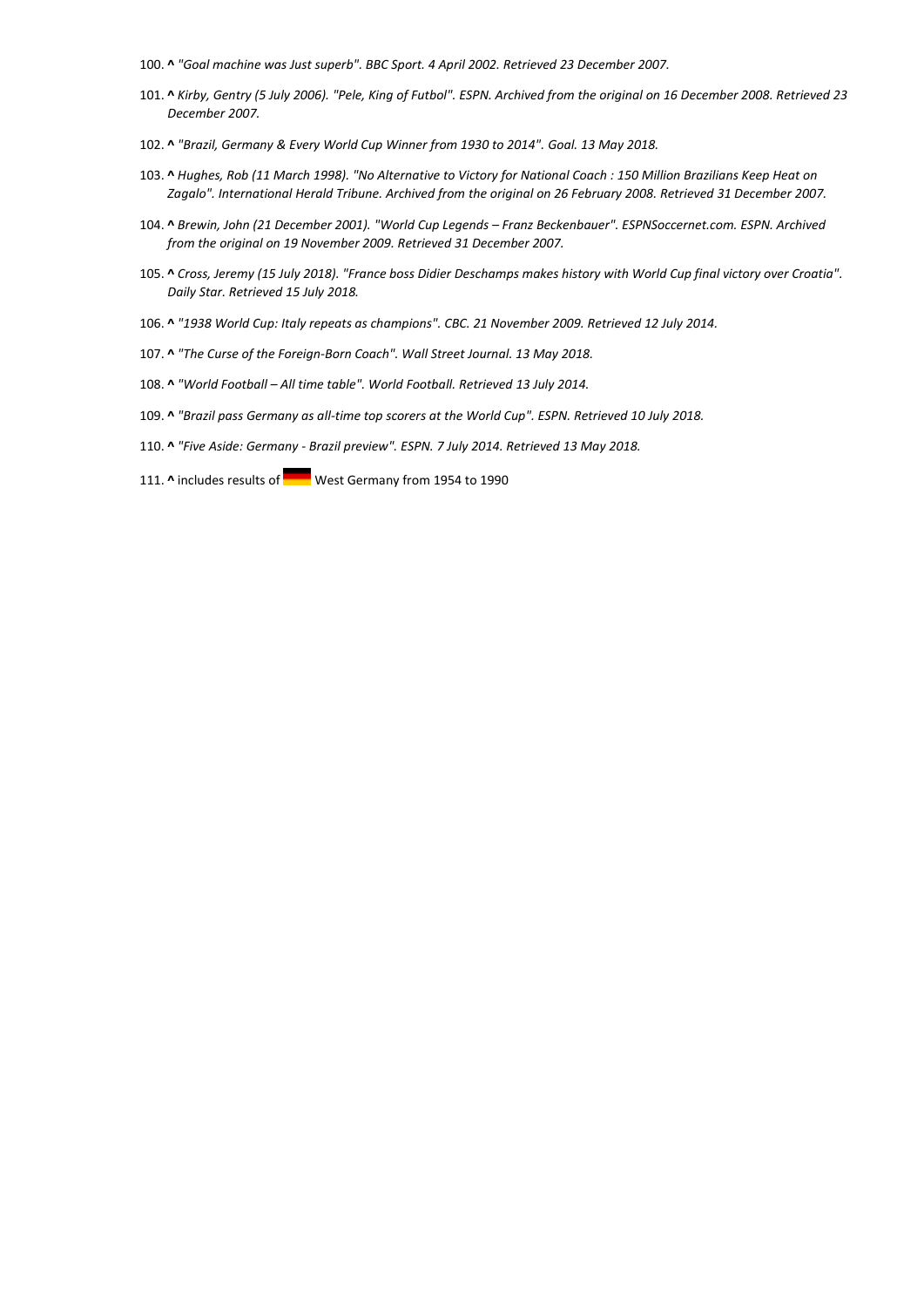100. **^** *"Goal machine was Just superb". BBC Sport. 4 April 2002. Retrieved 23 December 2007.*
101. **^** *Kirby, Gentry (5 July 2006). "Pele, King of Futbol". ESPN. Archived from the original on 16 December 2008. Retrieved 23 December 2007.*
102. **^** *"Brazil, Germany & Every World Cup Winner from 1930 to 2014". Goal. 13 May 2018.*
103. **^** *Hughes, Rob (11 March 1998). "No Alternative to Victory for National Coach : 150 Million Brazilians Keep Heat on Zagalo". International Herald Tribune. Archived from the original on 26 February 2008. Retrieved 31 December 2007.*
104. **^** *Brewin, John (21 December 2001). "World Cup Legends – Franz Beckenbauer". ESPNSoccernet.com. ESPN. Archived from the original on 19 November 2009. Retrieved 31 December 2007.*
105. **^** *Cross, Jeremy (15 July 2018). "France boss Didier Deschamps makes history with World Cup final victory over Croatia". Daily Star. Retrieved 15 July 2018.*
106. **^** *"1938 World Cup: Italy repeats as champions". CBC. 21 November 2009. Retrieved 12 July 2014.*
107. **^** *"The Curse of the Foreign-Born Coach". Wall Street Journal. 13 May 2018.*
108. **^** *"World Football – All time table". World Football. Retrieved 13 July 2014.*
109. **^** *"Brazil pass Germany as all-time top scorers at the World Cup". ESPN. Retrieved 10 July 2018.*
110. **^** *"Five Aside: Germany - Brazil preview". ESPN. 7 July 2014. Retrieved 13 May 2018.*
111. **^** includes results of West Germany from 1954 to 1990